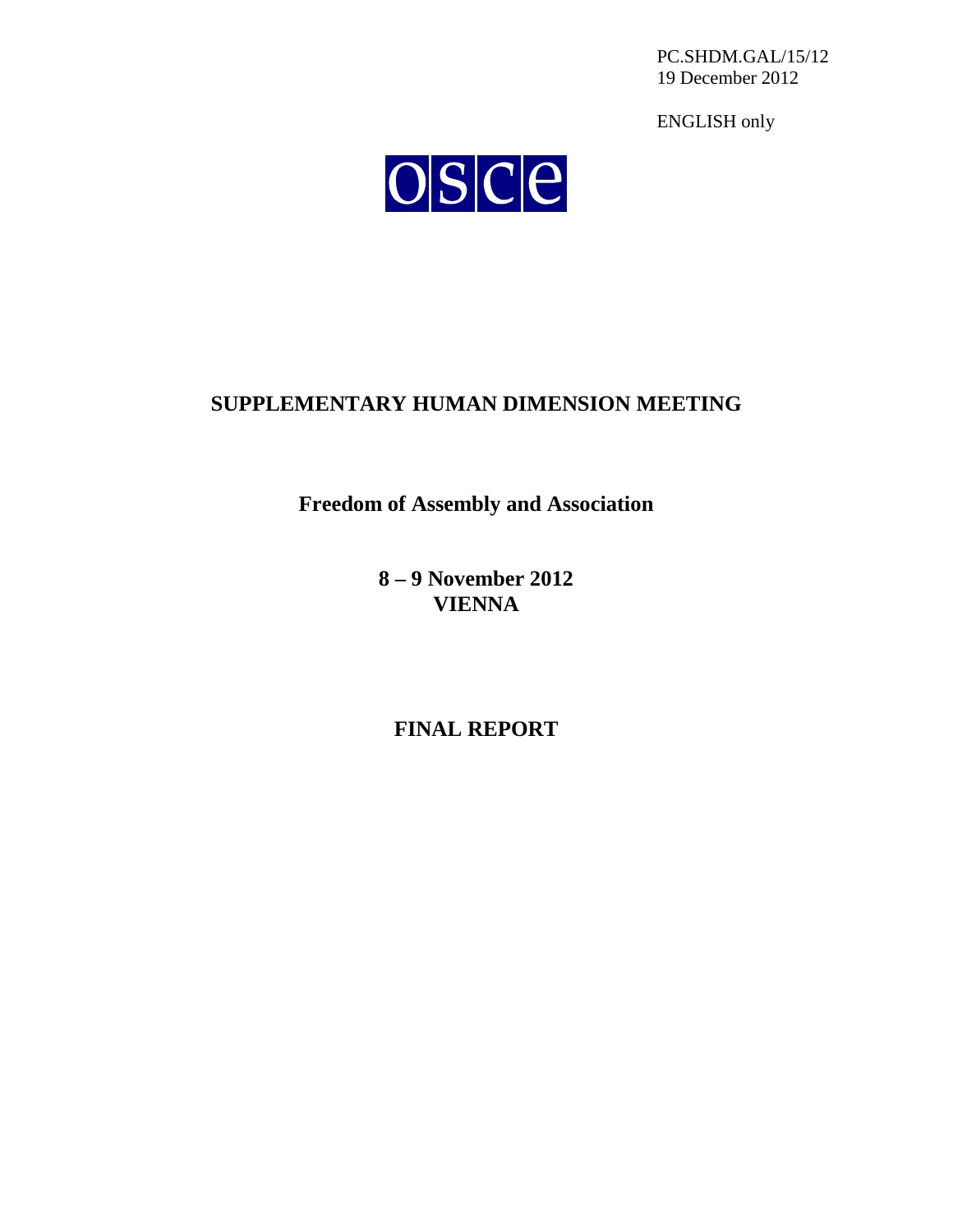PC.SHDM.GAL/15/12
19 December 2012

ENGLISH only

OSCE

# SUPPLEMENTARY HUMAN DIMENSION MEETING

## Freedom of Assembly and Association

**8 – 9 November 2012**
**VIENNA**

## FINAL REPORT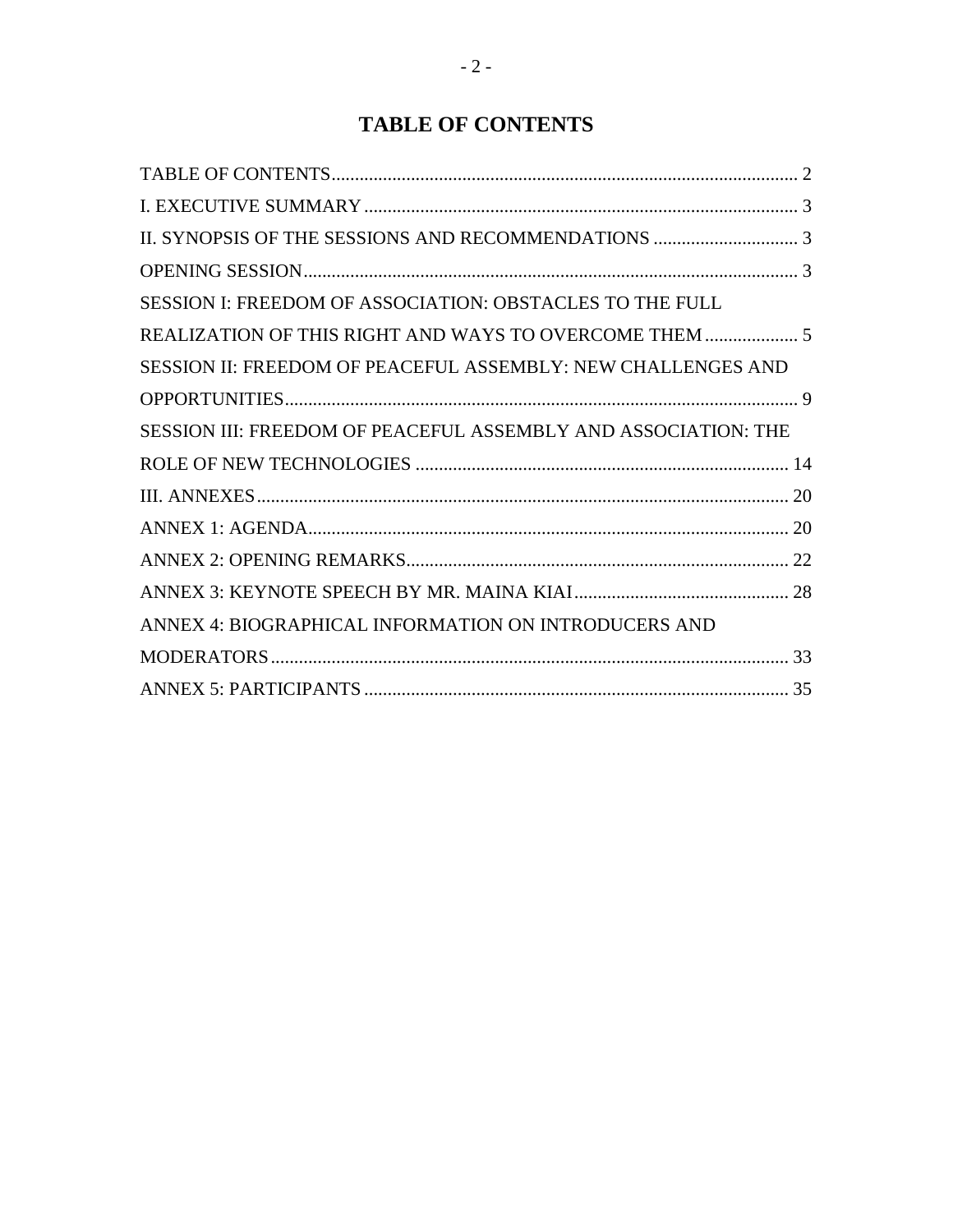# TABLE OF CONTENTS

TABLE OF CONTENTS ........ 2

I. EXECUTIVE SUMMARY ........ 3

II. SYNOPSIS OF THE SESSIONS AND RECOMMENDATIONS ........ 3

OPENING SESSION ........ 3

SESSION I: FREEDOM OF ASSOCIATION: OBSTACLES TO THE FULL REALIZATION OF THIS RIGHT AND WAYS TO OVERCOME THEM ........ 5

SESSION II: FREEDOM OF PEACEFUL ASSEMBLY: NEW CHALLENGES AND OPPORTUNITIES ........ 9

SESSION III: FREEDOM OF PEACEFUL ASSEMBLY AND ASSOCIATION: THE ROLE OF NEW TECHNOLOGIES ........ 14

III. ANNEXES ........ 20

ANNEX 1: AGENDA ........ 20

ANNEX 2: OPENING REMARKS ........ 22

ANNEX 3: KEYNOTE SPEECH BY MR. MAINA KIAI ........ 28

ANNEX 4: BIOGRAPHICAL INFORMATION ON INTRODUCERS AND MODERATORS ........ 33

ANNEX 5: PARTICIPANTS ........ 35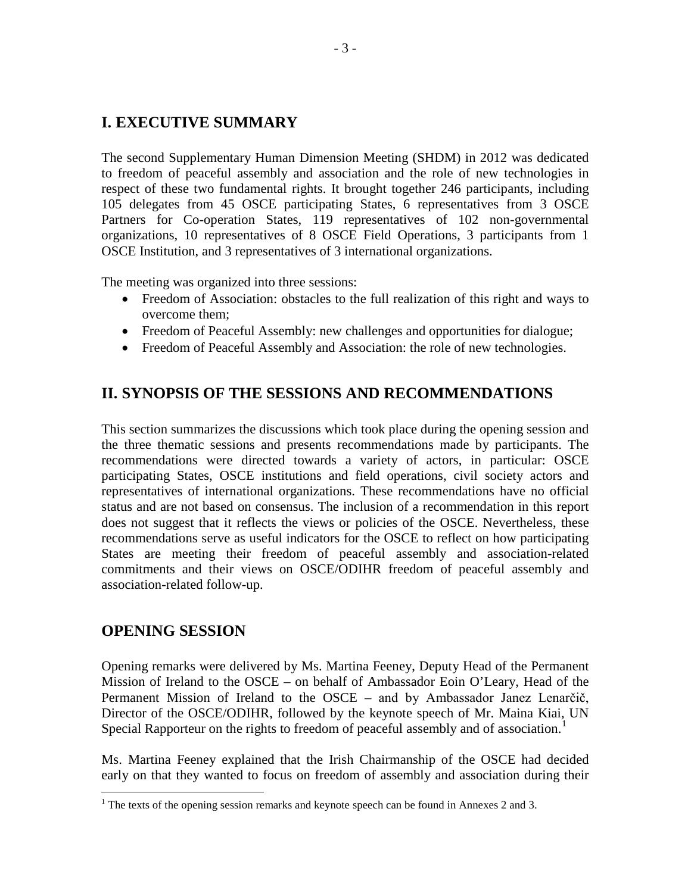## I. EXECUTIVE SUMMARY

The second Supplementary Human Dimension Meeting (SHDM) in 2012 was dedicated to freedom of peaceful assembly and association and the role of new technologies in respect of these two fundamental rights. It brought together 246 participants, including 105 delegates from 45 OSCE participating States, 6 representatives from 3 OSCE Partners for Co-operation States, 119 representatives of 102 non-governmental organizations, 10 representatives of 8 OSCE Field Operations, 3 participants from 1 OSCE Institution, and 3 representatives of 3 international organizations.

The meeting was organized into three sessions:

- Freedom of Association: obstacles to the full realization of this right and ways to overcome them;
- Freedom of Peaceful Assembly: new challenges and opportunities for dialogue;
- Freedom of Peaceful Assembly and Association: the role of new technologies.

## II. SYNOPSIS OF THE SESSIONS AND RECOMMENDATIONS

This section summarizes the discussions which took place during the opening session and the three thematic sessions and presents recommendations made by participants. The recommendations were directed towards a variety of actors, in particular: OSCE participating States, OSCE institutions and field operations, civil society actors and representatives of international organizations. These recommendations have no official status and are not based on consensus. The inclusion of a recommendation in this report does not suggest that it reflects the views or policies of the OSCE. Nevertheless, these recommendations serve as useful indicators for the OSCE to reflect on how participating States are meeting their freedom of peaceful assembly and association-related commitments and their views on OSCE/ODIHR freedom of peaceful assembly and association-related follow-up.

## OPENING SESSION

Opening remarks were delivered by Ms. Martina Feeney, Deputy Head of the Permanent Mission of Ireland to the OSCE – on behalf of Ambassador Eoin O'Leary, Head of the Permanent Mission of Ireland to the OSCE – and by Ambassador Janez Lenarčič, Director of the OSCE/ODIHR, followed by the keynote speech of Mr. Maina Kiai, UN Special Rapporteur on the rights to freedom of peaceful assembly and of association.[1]

Ms. Martina Feeney explained that the Irish Chairmanship of the OSCE had decided early on that they wanted to focus on freedom of assembly and association during their

[1] The texts of the opening session remarks and keynote speech can be found in Annexes 2 and 3.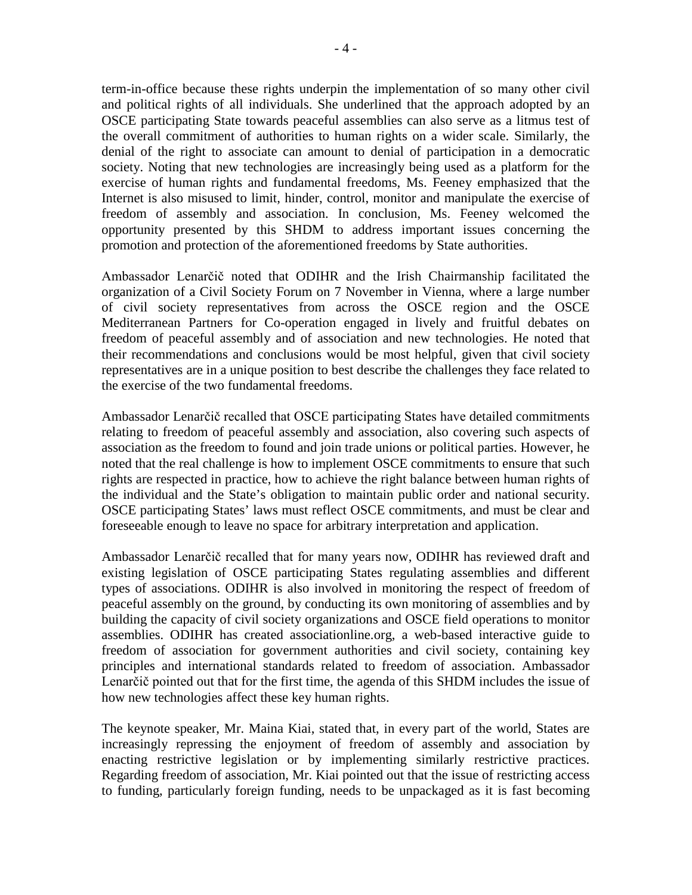term-in-office because these rights underpin the implementation of so many other civil and political rights of all individuals. She underlined that the approach adopted by an OSCE participating State towards peaceful assemblies can also serve as a litmus test of the overall commitment of authorities to human rights on a wider scale. Similarly, the denial of the right to associate can amount to denial of participation in a democratic society. Noting that new technologies are increasingly being used as a platform for the exercise of human rights and fundamental freedoms, Ms. Feeney emphasized that the Internet is also misused to limit, hinder, control, monitor and manipulate the exercise of freedom of assembly and association. In conclusion, Ms. Feeney welcomed the opportunity presented by this SHDM to address important issues concerning the promotion and protection of the aforementioned freedoms by State authorities.

Ambassador Lenarčič noted that ODIHR and the Irish Chairmanship facilitated the organization of a Civil Society Forum on 7 November in Vienna, where a large number of civil society representatives from across the OSCE region and the OSCE Mediterranean Partners for Co-operation engaged in lively and fruitful debates on freedom of peaceful assembly and of association and new technologies. He noted that their recommendations and conclusions would be most helpful, given that civil society representatives are in a unique position to best describe the challenges they face related to the exercise of the two fundamental freedoms.

Ambassador Lenarčič recalled that OSCE participating States have detailed commitments relating to freedom of peaceful assembly and association, also covering such aspects of association as the freedom to found and join trade unions or political parties. However, he noted that the real challenge is how to implement OSCE commitments to ensure that such rights are respected in practice, how to achieve the right balance between human rights of the individual and the State's obligation to maintain public order and national security. OSCE participating States' laws must reflect OSCE commitments, and must be clear and foreseeable enough to leave no space for arbitrary interpretation and application.

Ambassador Lenarčič recalled that for many years now, ODIHR has reviewed draft and existing legislation of OSCE participating States regulating assemblies and different types of associations. ODIHR is also involved in monitoring the respect of freedom of peaceful assembly on the ground, by conducting its own monitoring of assemblies and by building the capacity of civil society organizations and OSCE field operations to monitor assemblies. ODIHR has created associationline.org, a web-based interactive guide to freedom of association for government authorities and civil society, containing key principles and international standards related to freedom of association. Ambassador Lenarčič pointed out that for the first time, the agenda of this SHDM includes the issue of how new technologies affect these key human rights.

The keynote speaker, Mr. Maina Kiai, stated that, in every part of the world, States are increasingly repressing the enjoyment of freedom of assembly and association by enacting restrictive legislation or by implementing similarly restrictive practices. Regarding freedom of association, Mr. Kiai pointed out that the issue of restricting access to funding, particularly foreign funding, needs to be unpackaged as it is fast becoming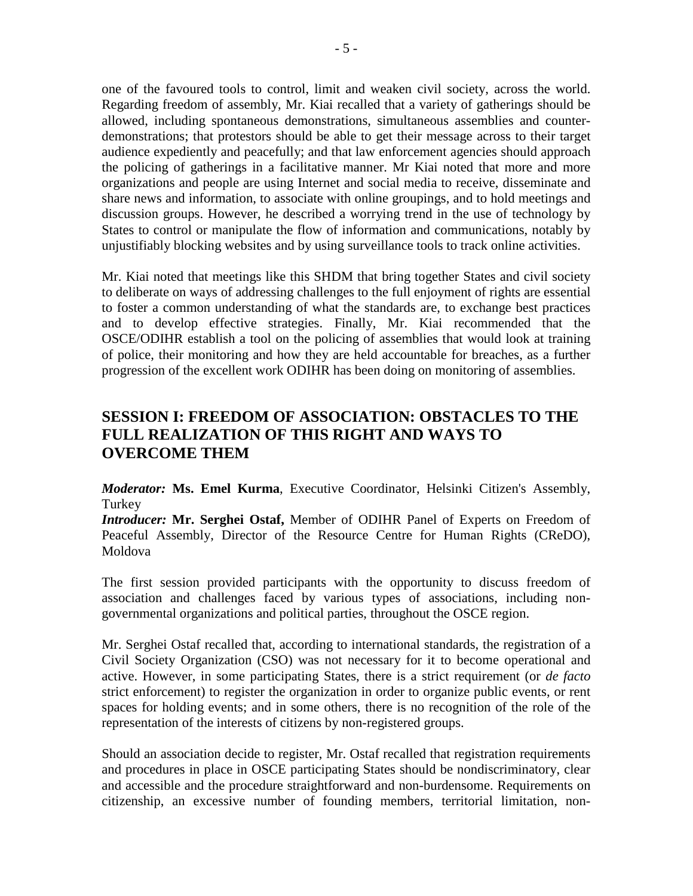one of the favoured tools to control, limit and weaken civil society, across the world. Regarding freedom of assembly, Mr. Kiai recalled that a variety of gatherings should be allowed, including spontaneous demonstrations, simultaneous assemblies and counter-demonstrations; that protestors should be able to get their message across to their target audience expediently and peacefully; and that law enforcement agencies should approach the policing of gatherings in a facilitative manner. Mr Kiai noted that more and more organizations and people are using Internet and social media to receive, disseminate and share news and information, to associate with online groupings, and to hold meetings and discussion groups. However, he described a worrying trend in the use of technology by States to control or manipulate the flow of information and communications, notably by unjustifiably blocking websites and by using surveillance tools to track online activities.

Mr. Kiai noted that meetings like this SHDM that bring together States and civil society to deliberate on ways of addressing challenges to the full enjoyment of rights are essential to foster a common understanding of what the standards are, to exchange best practices and to develop effective strategies. Finally, Mr. Kiai recommended that the OSCE/ODIHR establish a tool on the policing of assemblies that would look at training of police, their monitoring and how they are held accountable for breaches, as a further progression of the excellent work ODIHR has been doing on monitoring of assemblies.

## SESSION I: FREEDOM OF ASSOCIATION: OBSTACLES TO THE FULL REALIZATION OF THIS RIGHT AND WAYS TO OVERCOME THEM

***Moderator:*** **Ms. Emel Kurma**, Executive Coordinator, Helsinki Citizen's Assembly, Turkey
***Introducer:*** **Mr. Serghei Ostaf,** Member of ODIHR Panel of Experts on Freedom of Peaceful Assembly, Director of the Resource Centre for Human Rights (CReDO), Moldova

The first session provided participants with the opportunity to discuss freedom of association and challenges faced by various types of associations, including non-governmental organizations and political parties, throughout the OSCE region.

Mr. Serghei Ostaf recalled that, according to international standards, the registration of a Civil Society Organization (CSO) was not necessary for it to become operational and active. However, in some participating States, there is a strict requirement (or *de facto* strict enforcement) to register the organization in order to organize public events, or rent spaces for holding events; and in some others, there is no recognition of the role of the representation of the interests of citizens by non-registered groups.

Should an association decide to register, Mr. Ostaf recalled that registration requirements and procedures in place in OSCE participating States should be nondiscriminatory, clear and accessible and the procedure straightforward and non-burdensome. Requirements on citizenship, an excessive number of founding members, territorial limitation, non-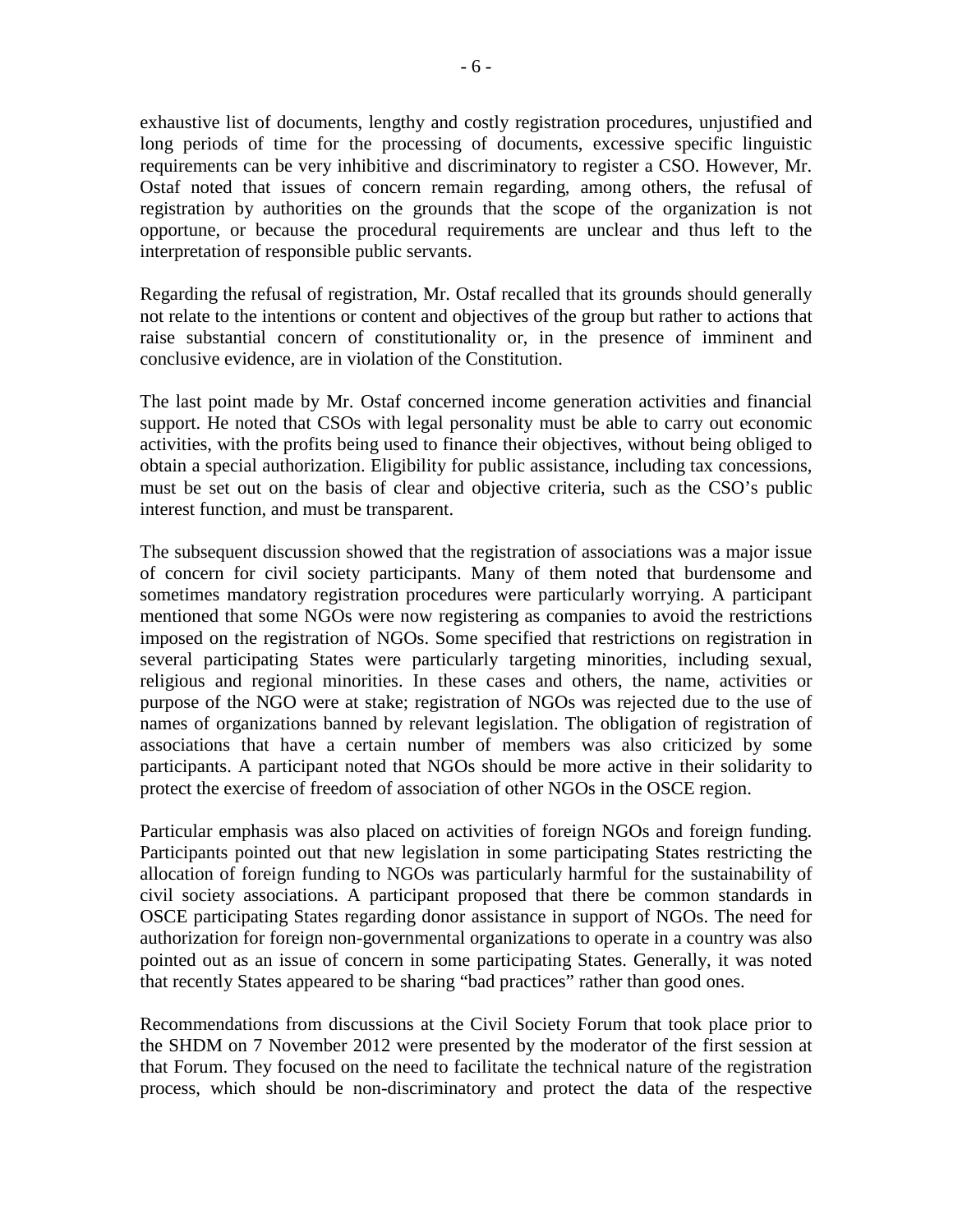exhaustive list of documents, lengthy and costly registration procedures, unjustified and long periods of time for the processing of documents, excessive specific linguistic requirements can be very inhibitive and discriminatory to register a CSO. However, Mr. Ostaf noted that issues of concern remain regarding, among others, the refusal of registration by authorities on the grounds that the scope of the organization is not opportune, or because the procedural requirements are unclear and thus left to the interpretation of responsible public servants.

Regarding the refusal of registration, Mr. Ostaf recalled that its grounds should generally not relate to the intentions or content and objectives of the group but rather to actions that raise substantial concern of constitutionality or, in the presence of imminent and conclusive evidence, are in violation of the Constitution.

The last point made by Mr. Ostaf concerned income generation activities and financial support. He noted that CSOs with legal personality must be able to carry out economic activities, with the profits being used to finance their objectives, without being obliged to obtain a special authorization. Eligibility for public assistance, including tax concessions, must be set out on the basis of clear and objective criteria, such as the CSO's public interest function, and must be transparent.

The subsequent discussion showed that the registration of associations was a major issue of concern for civil society participants. Many of them noted that burdensome and sometimes mandatory registration procedures were particularly worrying. A participant mentioned that some NGOs were now registering as companies to avoid the restrictions imposed on the registration of NGOs. Some specified that restrictions on registration in several participating States were particularly targeting minorities, including sexual, religious and regional minorities. In these cases and others, the name, activities or purpose of the NGO were at stake; registration of NGOs was rejected due to the use of names of organizations banned by relevant legislation. The obligation of registration of associations that have a certain number of members was also criticized by some participants. A participant noted that NGOs should be more active in their solidarity to protect the exercise of freedom of association of other NGOs in the OSCE region.

Particular emphasis was also placed on activities of foreign NGOs and foreign funding. Participants pointed out that new legislation in some participating States restricting the allocation of foreign funding to NGOs was particularly harmful for the sustainability of civil society associations. A participant proposed that there be common standards in OSCE participating States regarding donor assistance in support of NGOs. The need for authorization for foreign non-governmental organizations to operate in a country was also pointed out as an issue of concern in some participating States. Generally, it was noted that recently States appeared to be sharing "bad practices" rather than good ones.

Recommendations from discussions at the Civil Society Forum that took place prior to the SHDM on 7 November 2012 were presented by the moderator of the first session at that Forum. They focused on the need to facilitate the technical nature of the registration process, which should be non-discriminatory and protect the data of the respective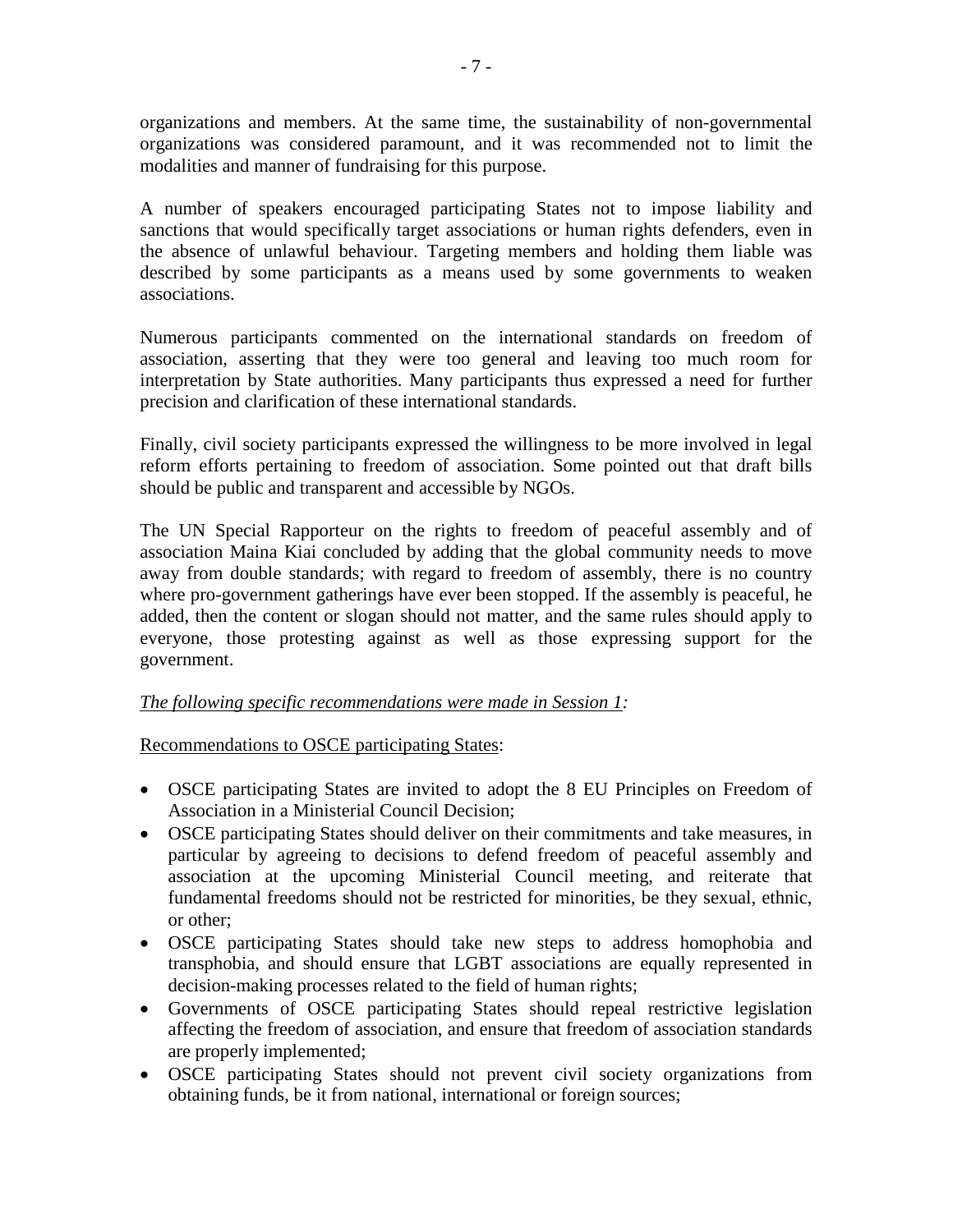organizations and members. At the same time, the sustainability of non-governmental organizations was considered paramount, and it was recommended not to limit the modalities and manner of fundraising for this purpose.

A number of speakers encouraged participating States not to impose liability and sanctions that would specifically target associations or human rights defenders, even in the absence of unlawful behaviour. Targeting members and holding them liable was described by some participants as a means used by some governments to weaken associations.

Numerous participants commented on the international standards on freedom of association, asserting that they were too general and leaving too much room for interpretation by State authorities. Many participants thus expressed a need for further precision and clarification of these international standards.

Finally, civil society participants expressed the willingness to be more involved in legal reform efforts pertaining to freedom of association. Some pointed out that draft bills should be public and transparent and accessible by NGOs.

The UN Special Rapporteur on the rights to freedom of peaceful assembly and of association Maina Kiai concluded by adding that the global community needs to move away from double standards; with regard to freedom of assembly, there is no country where pro-government gatherings have ever been stopped. If the assembly is peaceful, he added, then the content or slogan should not matter, and the same rules should apply to everyone, those protesting against as well as those expressing support for the government.

*The following specific recommendations were made in Session 1:*

Recommendations to OSCE participating States:

- OSCE participating States are invited to adopt the 8 EU Principles on Freedom of Association in a Ministerial Council Decision;
- OSCE participating States should deliver on their commitments and take measures, in particular by agreeing to decisions to defend freedom of peaceful assembly and association at the upcoming Ministerial Council meeting, and reiterate that fundamental freedoms should not be restricted for minorities, be they sexual, ethnic, or other;
- OSCE participating States should take new steps to address homophobia and transphobia, and should ensure that LGBT associations are equally represented in decision-making processes related to the field of human rights;
- Governments of OSCE participating States should repeal restrictive legislation affecting the freedom of association, and ensure that freedom of association standards are properly implemented;
- OSCE participating States should not prevent civil society organizations from obtaining funds, be it from national, international or foreign sources;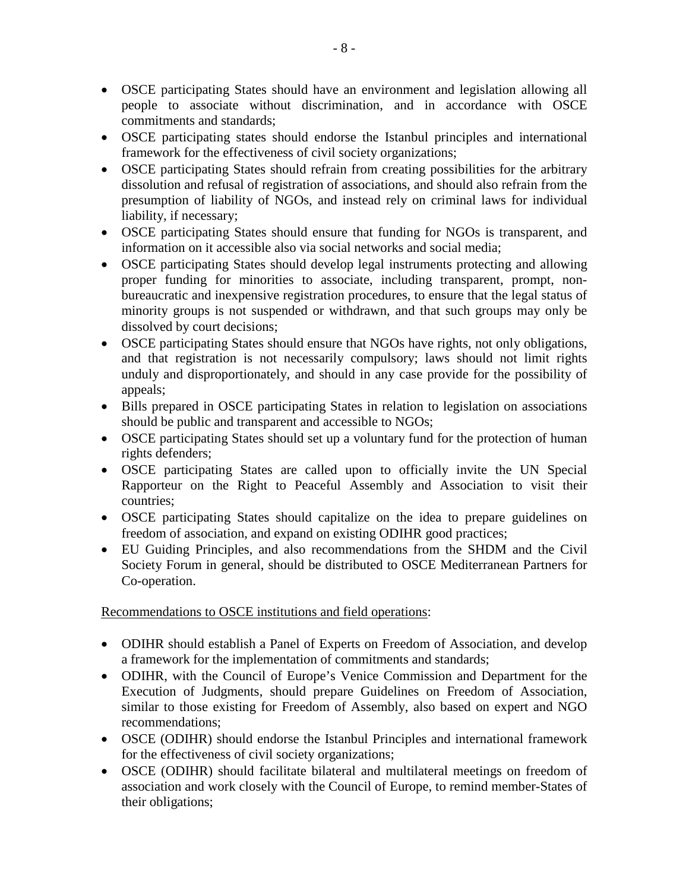- OSCE participating States should have an environment and legislation allowing all people to associate without discrimination, and in accordance with OSCE commitments and standards;
- OSCE participating states should endorse the Istanbul principles and international framework for the effectiveness of civil society organizations;
- OSCE participating States should refrain from creating possibilities for the arbitrary dissolution and refusal of registration of associations, and should also refrain from the presumption of liability of NGOs, and instead rely on criminal laws for individual liability, if necessary;
- OSCE participating States should ensure that funding for NGOs is transparent, and information on it accessible also via social networks and social media;
- OSCE participating States should develop legal instruments protecting and allowing proper funding for minorities to associate, including transparent, prompt, non-bureaucratic and inexpensive registration procedures, to ensure that the legal status of minority groups is not suspended or withdrawn, and that such groups may only be dissolved by court decisions;
- OSCE participating States should ensure that NGOs have rights, not only obligations, and that registration is not necessarily compulsory; laws should not limit rights unduly and disproportionately, and should in any case provide for the possibility of appeals;
- Bills prepared in OSCE participating States in relation to legislation on associations should be public and transparent and accessible to NGOs;
- OSCE participating States should set up a voluntary fund for the protection of human rights defenders;
- OSCE participating States are called upon to officially invite the UN Special Rapporteur on the Right to Peaceful Assembly and Association to visit their countries;
- OSCE participating States should capitalize on the idea to prepare guidelines on freedom of association, and expand on existing ODIHR good practices;
- EU Guiding Principles, and also recommendations from the SHDM and the Civil Society Forum in general, should be distributed to OSCE Mediterranean Partners for Co-operation.

Recommendations to OSCE institutions and field operations:

- ODIHR should establish a Panel of Experts on Freedom of Association, and develop a framework for the implementation of commitments and standards;
- ODIHR, with the Council of Europe's Venice Commission and Department for the Execution of Judgments, should prepare Guidelines on Freedom of Association, similar to those existing for Freedom of Assembly, also based on expert and NGO recommendations;
- OSCE (ODIHR) should endorse the Istanbul Principles and international framework for the effectiveness of civil society organizations;
- OSCE (ODIHR) should facilitate bilateral and multilateral meetings on freedom of association and work closely with the Council of Europe, to remind member-States of their obligations;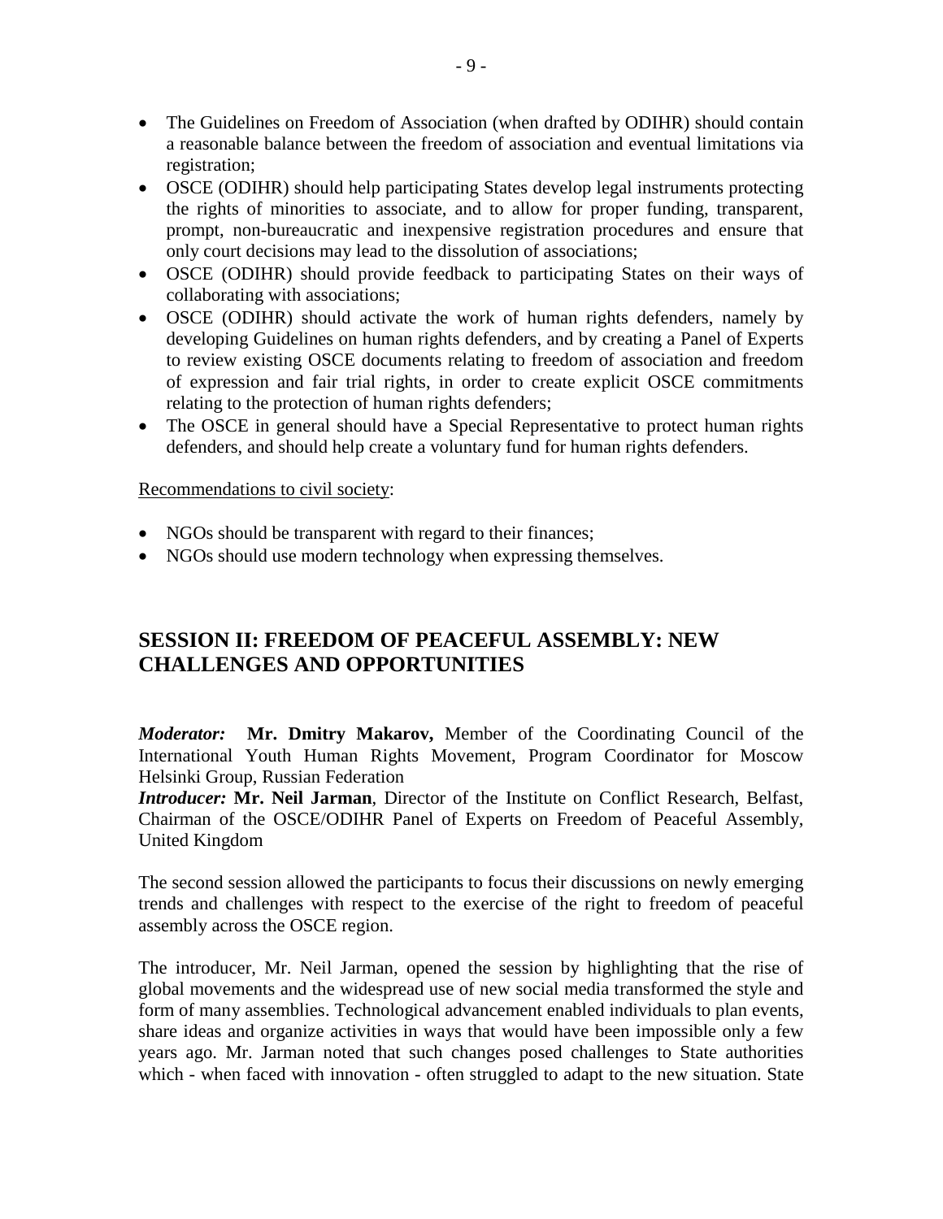- The Guidelines on Freedom of Association (when drafted by ODIHR) should contain a reasonable balance between the freedom of association and eventual limitations via registration;
- OSCE (ODIHR) should help participating States develop legal instruments protecting the rights of minorities to associate, and to allow for proper funding, transparent, prompt, non-bureaucratic and inexpensive registration procedures and ensure that only court decisions may lead to the dissolution of associations;
- OSCE (ODIHR) should provide feedback to participating States on their ways of collaborating with associations;
- OSCE (ODIHR) should activate the work of human rights defenders, namely by developing Guidelines on human rights defenders, and by creating a Panel of Experts to review existing OSCE documents relating to freedom of association and freedom of expression and fair trial rights, in order to create explicit OSCE commitments relating to the protection of human rights defenders;
- The OSCE in general should have a Special Representative to protect human rights defenders, and should help create a voluntary fund for human rights defenders.

<u>Recommendations to civil society</u>:

- NGOs should be transparent with regard to their finances;
- NGOs should use modern technology when expressing themselves.

## SESSION II: FREEDOM OF PEACEFUL ASSEMBLY: NEW CHALLENGES AND OPPORTUNITIES

***Moderator:*** **Mr. Dmitry Makarov,** Member of the Coordinating Council of the International Youth Human Rights Movement, Program Coordinator for Moscow Helsinki Group, Russian Federation
***Introducer:*** **Mr. Neil Jarman**, Director of the Institute on Conflict Research, Belfast, Chairman of the OSCE/ODIHR Panel of Experts on Freedom of Peaceful Assembly, United Kingdom

The second session allowed the participants to focus their discussions on newly emerging trends and challenges with respect to the exercise of the right to freedom of peaceful assembly across the OSCE region.

The introducer, Mr. Neil Jarman, opened the session by highlighting that the rise of global movements and the widespread use of new social media transformed the style and form of many assemblies. Technological advancement enabled individuals to plan events, share ideas and organize activities in ways that would have been impossible only a few years ago. Mr. Jarman noted that such changes posed challenges to State authorities which - when faced with innovation - often struggled to adapt to the new situation. State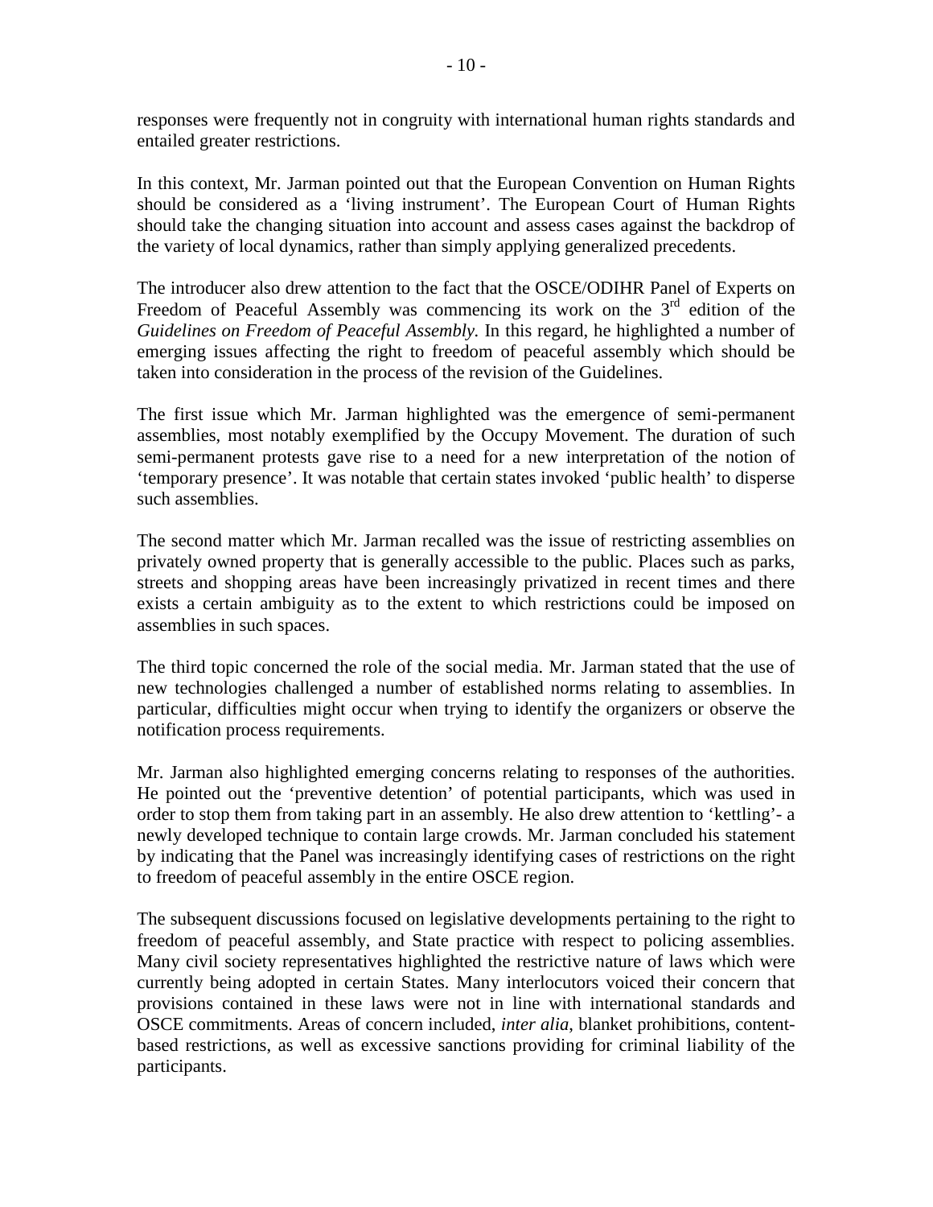responses were frequently not in congruity with international human rights standards and entailed greater restrictions.

In this context, Mr. Jarman pointed out that the European Convention on Human Rights should be considered as a 'living instrument'. The European Court of Human Rights should take the changing situation into account and assess cases against the backdrop of the variety of local dynamics, rather than simply applying generalized precedents.

The introducer also drew attention to the fact that the OSCE/ODIHR Panel of Experts on Freedom of Peaceful Assembly was commencing its work on the 3rd edition of the *Guidelines on Freedom of Peaceful Assembly.* In this regard, he highlighted a number of emerging issues affecting the right to freedom of peaceful assembly which should be taken into consideration in the process of the revision of the Guidelines.

The first issue which Mr. Jarman highlighted was the emergence of semi-permanent assemblies, most notably exemplified by the Occupy Movement. The duration of such semi-permanent protests gave rise to a need for a new interpretation of the notion of 'temporary presence'. It was notable that certain states invoked 'public health' to disperse such assemblies.

The second matter which Mr. Jarman recalled was the issue of restricting assemblies on privately owned property that is generally accessible to the public. Places such as parks, streets and shopping areas have been increasingly privatized in recent times and there exists a certain ambiguity as to the extent to which restrictions could be imposed on assemblies in such spaces.

The third topic concerned the role of the social media. Mr. Jarman stated that the use of new technologies challenged a number of established norms relating to assemblies. In particular, difficulties might occur when trying to identify the organizers or observe the notification process requirements.

Mr. Jarman also highlighted emerging concerns relating to responses of the authorities. He pointed out the 'preventive detention' of potential participants, which was used in order to stop them from taking part in an assembly. He also drew attention to 'kettling'- a newly developed technique to contain large crowds. Mr. Jarman concluded his statement by indicating that the Panel was increasingly identifying cases of restrictions on the right to freedom of peaceful assembly in the entire OSCE region.

The subsequent discussions focused on legislative developments pertaining to the right to freedom of peaceful assembly, and State practice with respect to policing assemblies. Many civil society representatives highlighted the restrictive nature of laws which were currently being adopted in certain States. Many interlocutors voiced their concern that provisions contained in these laws were not in line with international standards and OSCE commitments. Areas of concern included, *inter alia*, blanket prohibitions, content-based restrictions, as well as excessive sanctions providing for criminal liability of the participants.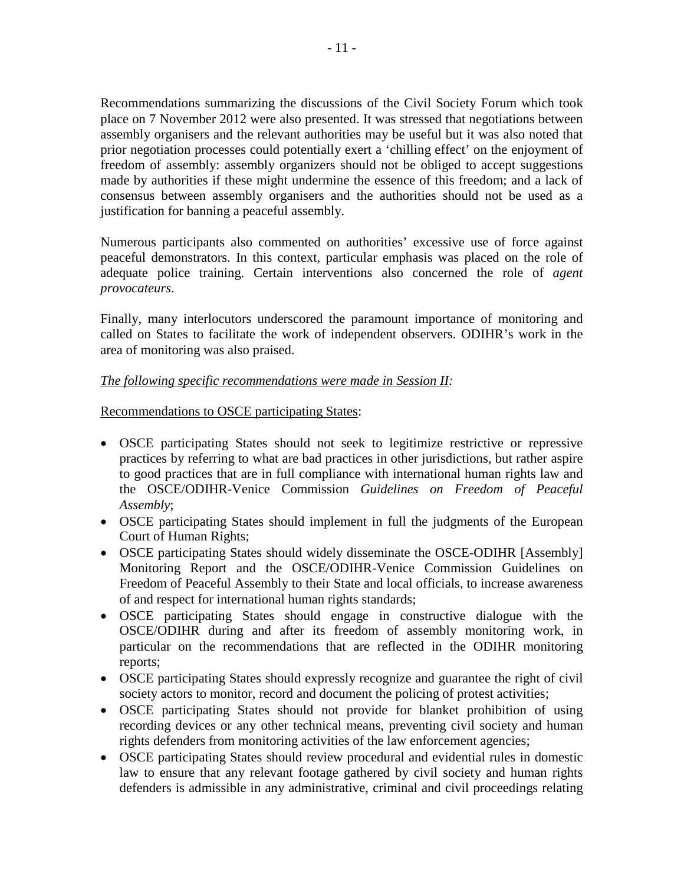Recommendations summarizing the discussions of the Civil Society Forum which took place on 7 November 2012 were also presented. It was stressed that negotiations between assembly organisers and the relevant authorities may be useful but it was also noted that prior negotiation processes could potentially exert a 'chilling effect' on the enjoyment of freedom of assembly: assembly organizers should not be obliged to accept suggestions made by authorities if these might undermine the essence of this freedom; and a lack of consensus between assembly organisers and the authorities should not be used as a justification for banning a peaceful assembly.

Numerous participants also commented on authorities' excessive use of force against peaceful demonstrators. In this context, particular emphasis was placed on the role of adequate police training. Certain interventions also concerned the role of *agent provocateurs*.

Finally, many interlocutors underscored the paramount importance of monitoring and called on States to facilitate the work of independent observers. ODIHR's work in the area of monitoring was also praised.

*The following specific recommendations were made in Session II:*

Recommendations to OSCE participating States:

- OSCE participating States should not seek to legitimize restrictive or repressive practices by referring to what are bad practices in other jurisdictions, but rather aspire to good practices that are in full compliance with international human rights law and the OSCE/ODIHR-Venice Commission *Guidelines on Freedom of Peaceful Assembly*;
- OSCE participating States should implement in full the judgments of the European Court of Human Rights;
- OSCE participating States should widely disseminate the OSCE-ODIHR [Assembly] Monitoring Report and the OSCE/ODIHR-Venice Commission Guidelines on Freedom of Peaceful Assembly to their State and local officials, to increase awareness of and respect for international human rights standards;
- OSCE participating States should engage in constructive dialogue with the OSCE/ODIHR during and after its freedom of assembly monitoring work, in particular on the recommendations that are reflected in the ODIHR monitoring reports;
- OSCE participating States should expressly recognize and guarantee the right of civil society actors to monitor, record and document the policing of protest activities;
- OSCE participating States should not provide for blanket prohibition of using recording devices or any other technical means, preventing civil society and human rights defenders from monitoring activities of the law enforcement agencies;
- OSCE participating States should review procedural and evidential rules in domestic law to ensure that any relevant footage gathered by civil society and human rights defenders is admissible in any administrative, criminal and civil proceedings relating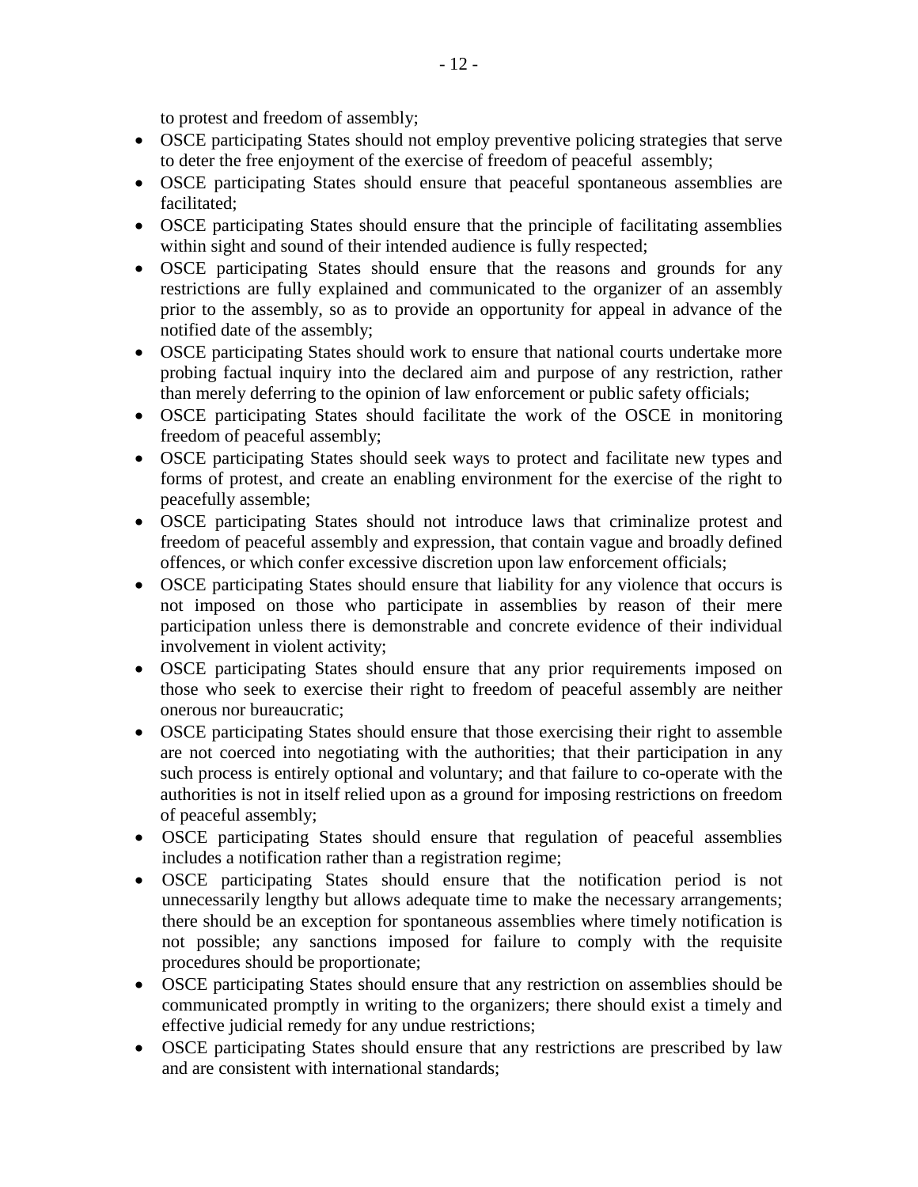to protest and freedom of assembly;

- OSCE participating States should not employ preventive policing strategies that serve to deter the free enjoyment of the exercise of freedom of peaceful assembly;
- OSCE participating States should ensure that peaceful spontaneous assemblies are facilitated;
- OSCE participating States should ensure that the principle of facilitating assemblies within sight and sound of their intended audience is fully respected;
- OSCE participating States should ensure that the reasons and grounds for any restrictions are fully explained and communicated to the organizer of an assembly prior to the assembly, so as to provide an opportunity for appeal in advance of the notified date of the assembly;
- OSCE participating States should work to ensure that national courts undertake more probing factual inquiry into the declared aim and purpose of any restriction, rather than merely deferring to the opinion of law enforcement or public safety officials;
- OSCE participating States should facilitate the work of the OSCE in monitoring freedom of peaceful assembly;
- OSCE participating States should seek ways to protect and facilitate new types and forms of protest, and create an enabling environment for the exercise of the right to peacefully assemble;
- OSCE participating States should not introduce laws that criminalize protest and freedom of peaceful assembly and expression, that contain vague and broadly defined offences, or which confer excessive discretion upon law enforcement officials;
- OSCE participating States should ensure that liability for any violence that occurs is not imposed on those who participate in assemblies by reason of their mere participation unless there is demonstrable and concrete evidence of their individual involvement in violent activity;
- OSCE participating States should ensure that any prior requirements imposed on those who seek to exercise their right to freedom of peaceful assembly are neither onerous nor bureaucratic;
- OSCE participating States should ensure that those exercising their right to assemble are not coerced into negotiating with the authorities; that their participation in any such process is entirely optional and voluntary; and that failure to co-operate with the authorities is not in itself relied upon as a ground for imposing restrictions on freedom of peaceful assembly;
- OSCE participating States should ensure that regulation of peaceful assemblies includes a notification rather than a registration regime;
- OSCE participating States should ensure that the notification period is not unnecessarily lengthy but allows adequate time to make the necessary arrangements; there should be an exception for spontaneous assemblies where timely notification is not possible; any sanctions imposed for failure to comply with the requisite procedures should be proportionate;
- OSCE participating States should ensure that any restriction on assemblies should be communicated promptly in writing to the organizers; there should exist a timely and effective judicial remedy for any undue restrictions;
- OSCE participating States should ensure that any restrictions are prescribed by law and are consistent with international standards;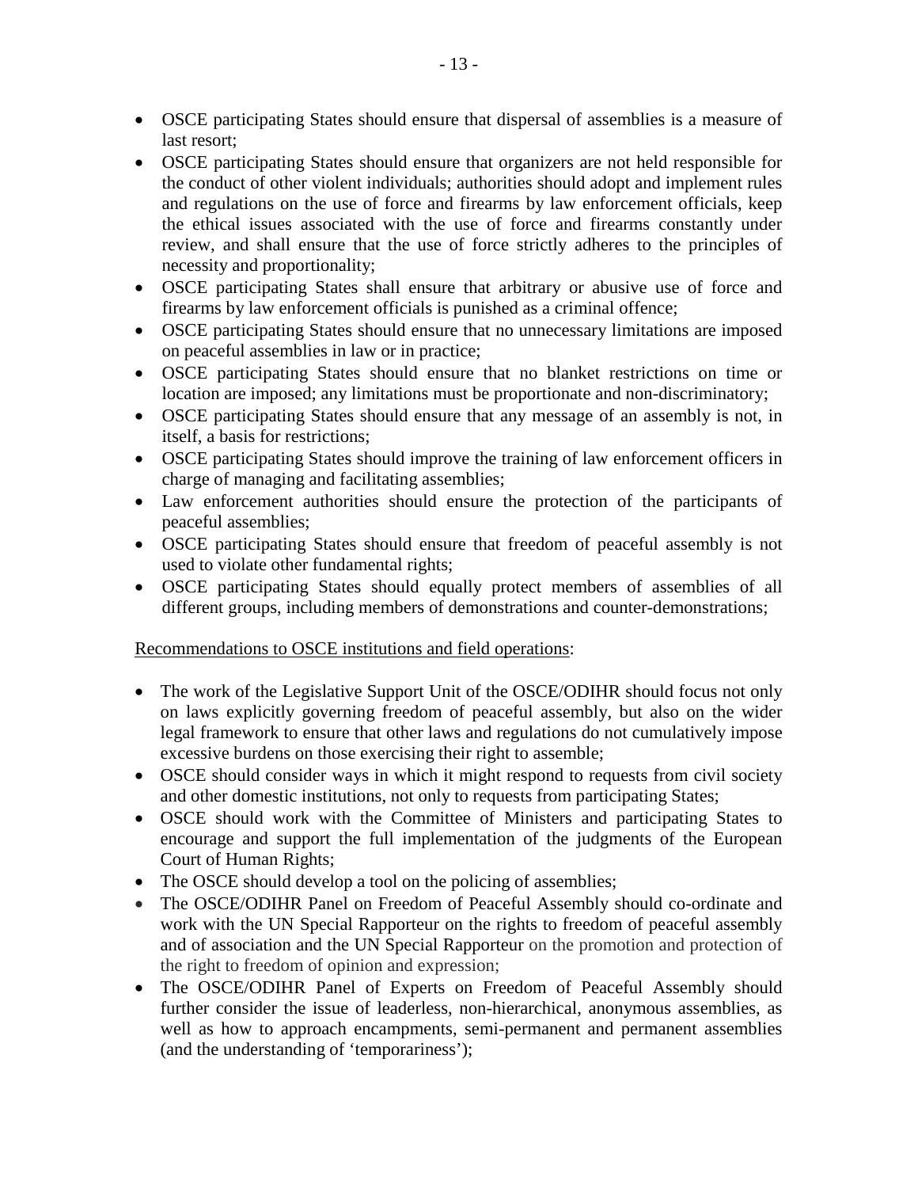- OSCE participating States should ensure that dispersal of assemblies is a measure of last resort;
- OSCE participating States should ensure that organizers are not held responsible for the conduct of other violent individuals; authorities should adopt and implement rules and regulations on the use of force and firearms by law enforcement officials, keep the ethical issues associated with the use of force and firearms constantly under review, and shall ensure that the use of force strictly adheres to the principles of necessity and proportionality;
- OSCE participating States shall ensure that arbitrary or abusive use of force and firearms by law enforcement officials is punished as a criminal offence;
- OSCE participating States should ensure that no unnecessary limitations are imposed on peaceful assemblies in law or in practice;
- OSCE participating States should ensure that no blanket restrictions on time or location are imposed; any limitations must be proportionate and non-discriminatory;
- OSCE participating States should ensure that any message of an assembly is not, in itself, a basis for restrictions;
- OSCE participating States should improve the training of law enforcement officers in charge of managing and facilitating assemblies;
- Law enforcement authorities should ensure the protection of the participants of peaceful assemblies;
- OSCE participating States should ensure that freedom of peaceful assembly is not used to violate other fundamental rights;
- OSCE participating States should equally protect members of assemblies of all different groups, including members of demonstrations and counter-demonstrations;

Recommendations to OSCE institutions and field operations:

- The work of the Legislative Support Unit of the OSCE/ODIHR should focus not only on laws explicitly governing freedom of peaceful assembly, but also on the wider legal framework to ensure that other laws and regulations do not cumulatively impose excessive burdens on those exercising their right to assemble;
- OSCE should consider ways in which it might respond to requests from civil society and other domestic institutions, not only to requests from participating States;
- OSCE should work with the Committee of Ministers and participating States to encourage and support the full implementation of the judgments of the European Court of Human Rights;
- The OSCE should develop a tool on the policing of assemblies;
- The OSCE/ODIHR Panel on Freedom of Peaceful Assembly should co-ordinate and work with the UN Special Rapporteur on the rights to freedom of peaceful assembly and of association and the UN Special Rapporteur on the promotion and protection of the right to freedom of opinion and expression;
- The OSCE/ODIHR Panel of Experts on Freedom of Peaceful Assembly should further consider the issue of leaderless, non-hierarchical, anonymous assemblies, as well as how to approach encampments, semi-permanent and permanent assemblies (and the understanding of 'temporariness');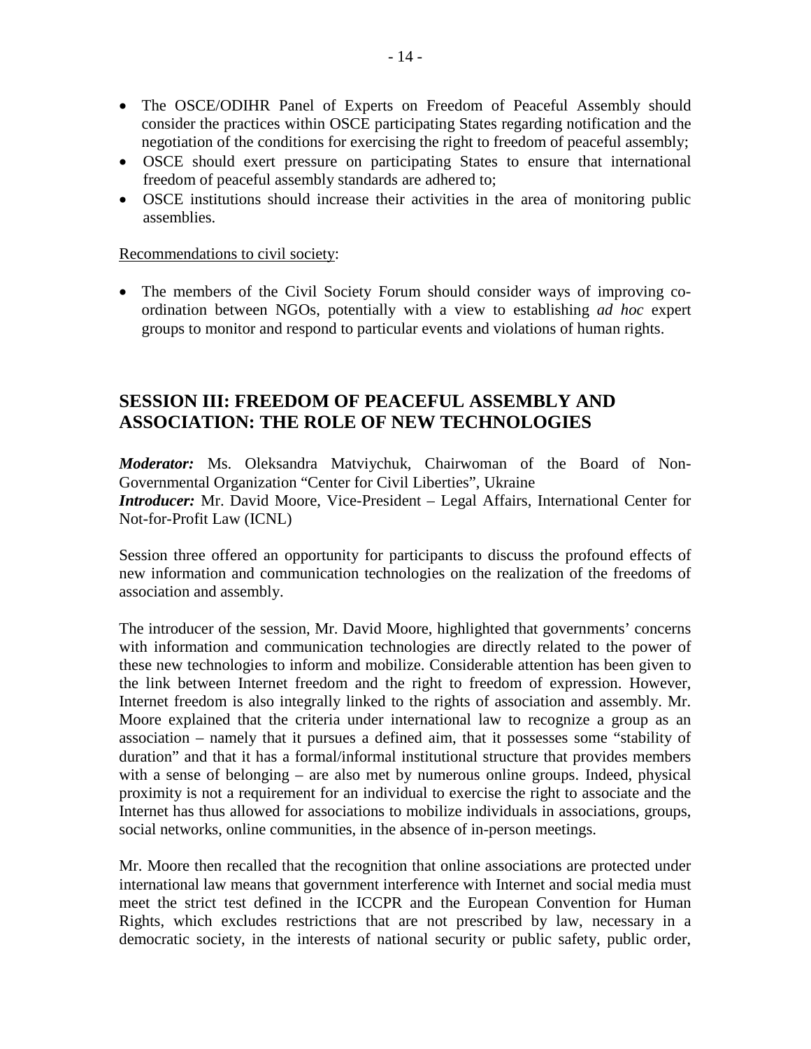- The OSCE/ODIHR Panel of Experts on Freedom of Peaceful Assembly should consider the practices within OSCE participating States regarding notification and the negotiation of the conditions for exercising the right to freedom of peaceful assembly;
- OSCE should exert pressure on participating States to ensure that international freedom of peaceful assembly standards are adhered to;
- OSCE institutions should increase their activities in the area of monitoring public assemblies.

Recommendations to civil society:

- The members of the Civil Society Forum should consider ways of improving co-ordination between NGOs, potentially with a view to establishing *ad hoc* expert groups to monitor and respond to particular events and violations of human rights.

## SESSION III: FREEDOM OF PEACEFUL ASSEMBLY AND ASSOCIATION: THE ROLE OF NEW TECHNOLOGIES

***Moderator:*** Ms. Oleksandra Matviychuk, Chairwoman of the Board of Non-Governmental Organization "Center for Civil Liberties", Ukraine
***Introducer:*** Mr. David Moore, Vice-President – Legal Affairs, International Center for Not-for-Profit Law (ICNL)

Session three offered an opportunity for participants to discuss the profound effects of new information and communication technologies on the realization of the freedoms of association and assembly.

The introducer of the session, Mr. David Moore, highlighted that governments' concerns with information and communication technologies are directly related to the power of these new technologies to inform and mobilize. Considerable attention has been given to the link between Internet freedom and the right to freedom of expression. However, Internet freedom is also integrally linked to the rights of association and assembly. Mr. Moore explained that the criteria under international law to recognize a group as an association – namely that it pursues a defined aim, that it possesses some "stability of duration" and that it has a formal/informal institutional structure that provides members with a sense of belonging – are also met by numerous online groups. Indeed, physical proximity is not a requirement for an individual to exercise the right to associate and the Internet has thus allowed for associations to mobilize individuals in associations, groups, social networks, online communities, in the absence of in-person meetings.

Mr. Moore then recalled that the recognition that online associations are protected under international law means that government interference with Internet and social media must meet the strict test defined in the ICCPR and the European Convention for Human Rights, which excludes restrictions that are not prescribed by law, necessary in a democratic society, in the interests of national security or public safety, public order,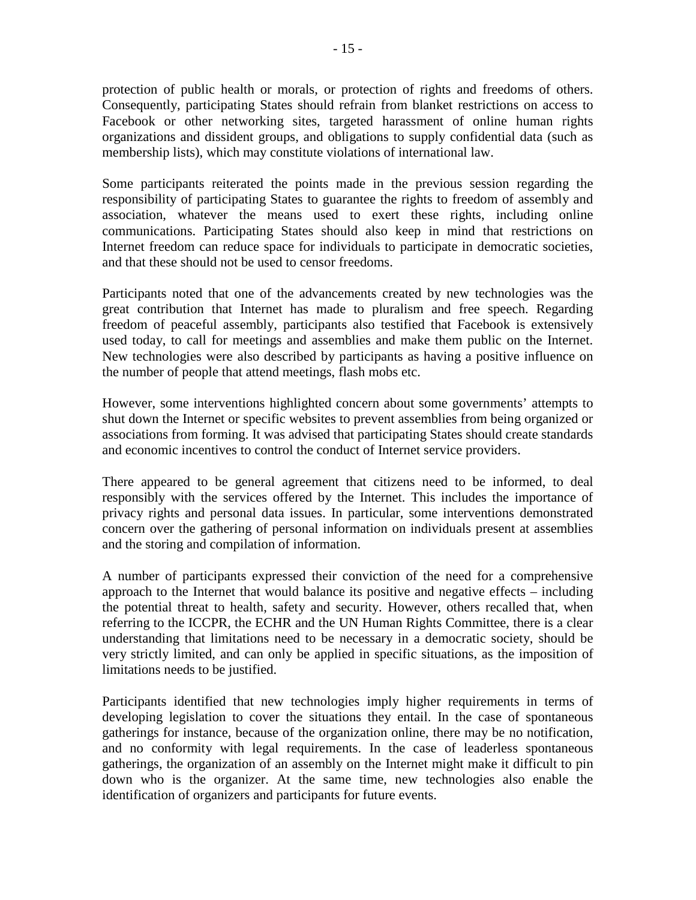protection of public health or morals, or protection of rights and freedoms of others. Consequently, participating States should refrain from blanket restrictions on access to Facebook or other networking sites, targeted harassment of online human rights organizations and dissident groups, and obligations to supply confidential data (such as membership lists), which may constitute violations of international law.

Some participants reiterated the points made in the previous session regarding the responsibility of participating States to guarantee the rights to freedom of assembly and association, whatever the means used to exert these rights, including online communications. Participating States should also keep in mind that restrictions on Internet freedom can reduce space for individuals to participate in democratic societies, and that these should not be used to censor freedoms.

Participants noted that one of the advancements created by new technologies was the great contribution that Internet has made to pluralism and free speech. Regarding freedom of peaceful assembly, participants also testified that Facebook is extensively used today, to call for meetings and assemblies and make them public on the Internet. New technologies were also described by participants as having a positive influence on the number of people that attend meetings, flash mobs etc.

However, some interventions highlighted concern about some governments' attempts to shut down the Internet or specific websites to prevent assemblies from being organized or associations from forming. It was advised that participating States should create standards and economic incentives to control the conduct of Internet service providers.

There appeared to be general agreement that citizens need to be informed, to deal responsibly with the services offered by the Internet. This includes the importance of privacy rights and personal data issues. In particular, some interventions demonstrated concern over the gathering of personal information on individuals present at assemblies and the storing and compilation of information.

A number of participants expressed their conviction of the need for a comprehensive approach to the Internet that would balance its positive and negative effects – including the potential threat to health, safety and security. However, others recalled that, when referring to the ICCPR, the ECHR and the UN Human Rights Committee, there is a clear understanding that limitations need to be necessary in a democratic society, should be very strictly limited, and can only be applied in specific situations, as the imposition of limitations needs to be justified.

Participants identified that new technologies imply higher requirements in terms of developing legislation to cover the situations they entail. In the case of spontaneous gatherings for instance, because of the organization online, there may be no notification, and no conformity with legal requirements. In the case of leaderless spontaneous gatherings, the organization of an assembly on the Internet might make it difficult to pin down who is the organizer. At the same time, new technologies also enable the identification of organizers and participants for future events.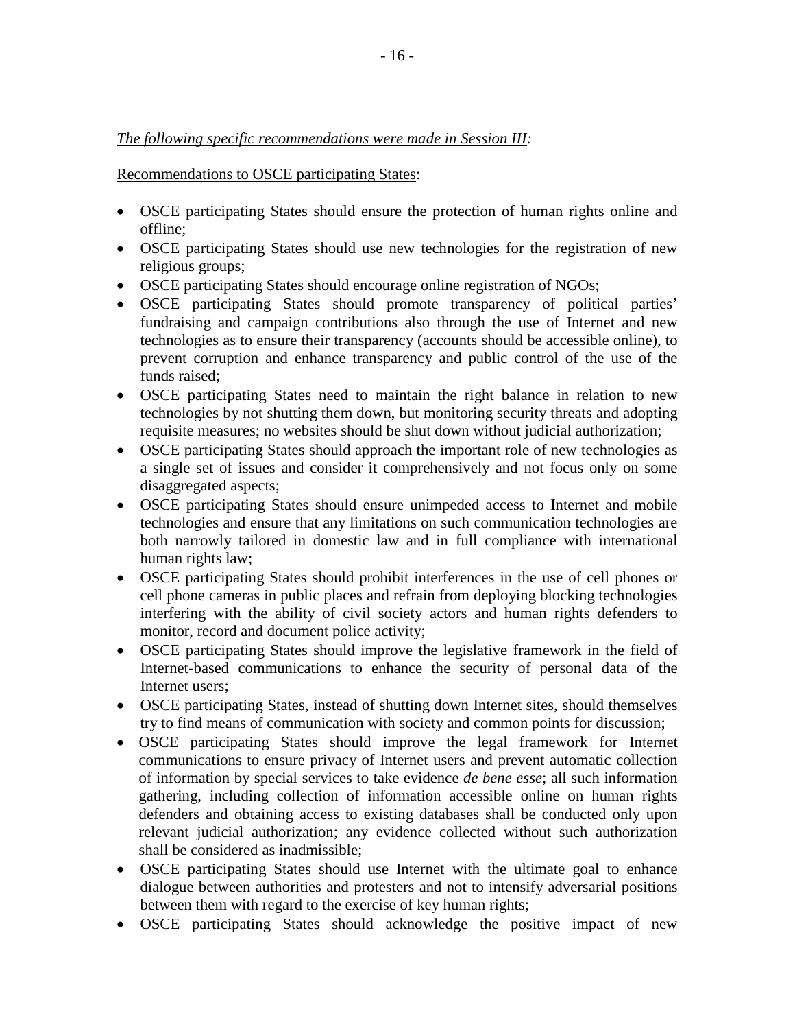*<u>The following specific recommendations were made in Session III</u>:*

<u>Recommendations to OSCE participating States</u>:

- OSCE participating States should ensure the protection of human rights online and offline;
- OSCE participating States should use new technologies for the registration of new religious groups;
- OSCE participating States should encourage online registration of NGOs;
- OSCE participating States should promote transparency of political parties' fundraising and campaign contributions also through the use of Internet and new technologies as to ensure their transparency (accounts should be accessible online), to prevent corruption and enhance transparency and public control of the use of the funds raised;
- OSCE participating States need to maintain the right balance in relation to new technologies by not shutting them down, but monitoring security threats and adopting requisite measures; no websites should be shut down without judicial authorization;
- OSCE participating States should approach the important role of new technologies as a single set of issues and consider it comprehensively and not focus only on some disaggregated aspects;
- OSCE participating States should ensure unimpeded access to Internet and mobile technologies and ensure that any limitations on such communication technologies are both narrowly tailored in domestic law and in full compliance with international human rights law;
- OSCE participating States should prohibit interferences in the use of cell phones or cell phone cameras in public places and refrain from deploying blocking technologies interfering with the ability of civil society actors and human rights defenders to monitor, record and document police activity;
- OSCE participating States should improve the legislative framework in the field of Internet-based communications to enhance the security of personal data of the Internet users;
- OSCE participating States, instead of shutting down Internet sites, should themselves try to find means of communication with society and common points for discussion;
- OSCE participating States should improve the legal framework for Internet communications to ensure privacy of Internet users and prevent automatic collection of information by special services to take evidence *de bene esse*; all such information gathering, including collection of information accessible online on human rights defenders and obtaining access to existing databases shall be conducted only upon relevant judicial authorization; any evidence collected without such authorization shall be considered as inadmissible;
- OSCE participating States should use Internet with the ultimate goal to enhance dialogue between authorities and protesters and not to intensify adversarial positions between them with regard to the exercise of key human rights;
- OSCE participating States should acknowledge the positive impact of new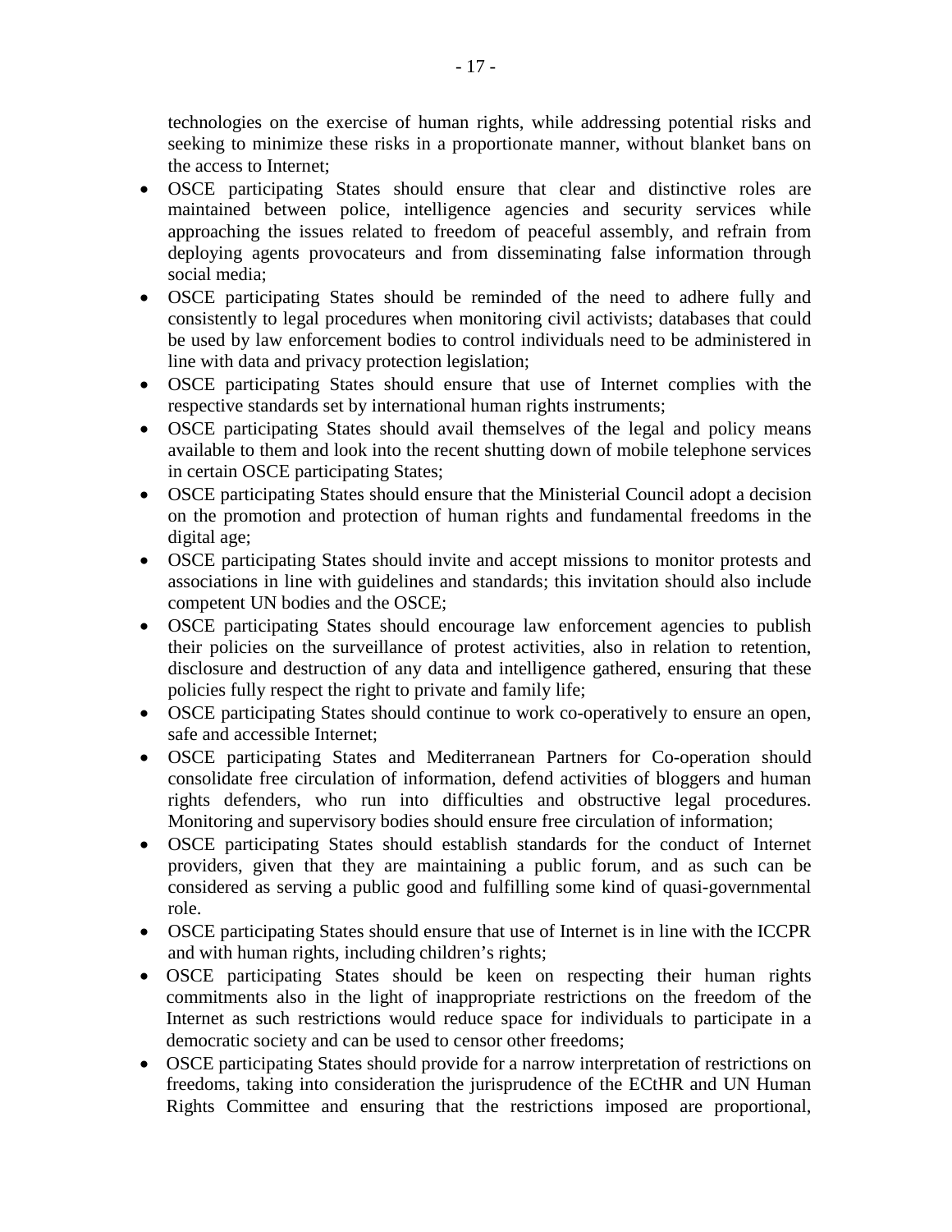technologies on the exercise of human rights, while addressing potential risks and seeking to minimize these risks in a proportionate manner, without blanket bans on the access to Internet;

- OSCE participating States should ensure that clear and distinctive roles are maintained between police, intelligence agencies and security services while approaching the issues related to freedom of peaceful assembly, and refrain from deploying agents provocateurs and from disseminating false information through social media;
- OSCE participating States should be reminded of the need to adhere fully and consistently to legal procedures when monitoring civil activists; databases that could be used by law enforcement bodies to control individuals need to be administered in line with data and privacy protection legislation;
- OSCE participating States should ensure that use of Internet complies with the respective standards set by international human rights instruments;
- OSCE participating States should avail themselves of the legal and policy means available to them and look into the recent shutting down of mobile telephone services in certain OSCE participating States;
- OSCE participating States should ensure that the Ministerial Council adopt a decision on the promotion and protection of human rights and fundamental freedoms in the digital age;
- OSCE participating States should invite and accept missions to monitor protests and associations in line with guidelines and standards; this invitation should also include competent UN bodies and the OSCE;
- OSCE participating States should encourage law enforcement agencies to publish their policies on the surveillance of protest activities, also in relation to retention, disclosure and destruction of any data and intelligence gathered, ensuring that these policies fully respect the right to private and family life;
- OSCE participating States should continue to work co-operatively to ensure an open, safe and accessible Internet;
- OSCE participating States and Mediterranean Partners for Co-operation should consolidate free circulation of information, defend activities of bloggers and human rights defenders, who run into difficulties and obstructive legal procedures. Monitoring and supervisory bodies should ensure free circulation of information;
- OSCE participating States should establish standards for the conduct of Internet providers, given that they are maintaining a public forum, and as such can be considered as serving a public good and fulfilling some kind of quasi-governmental role.
- OSCE participating States should ensure that use of Internet is in line with the ICCPR and with human rights, including children's rights;
- OSCE participating States should be keen on respecting their human rights commitments also in the light of inappropriate restrictions on the freedom of the Internet as such restrictions would reduce space for individuals to participate in a democratic society and can be used to censor other freedoms;
- OSCE participating States should provide for a narrow interpretation of restrictions on freedoms, taking into consideration the jurisprudence of the ECtHR and UN Human Rights Committee and ensuring that the restrictions imposed are proportional,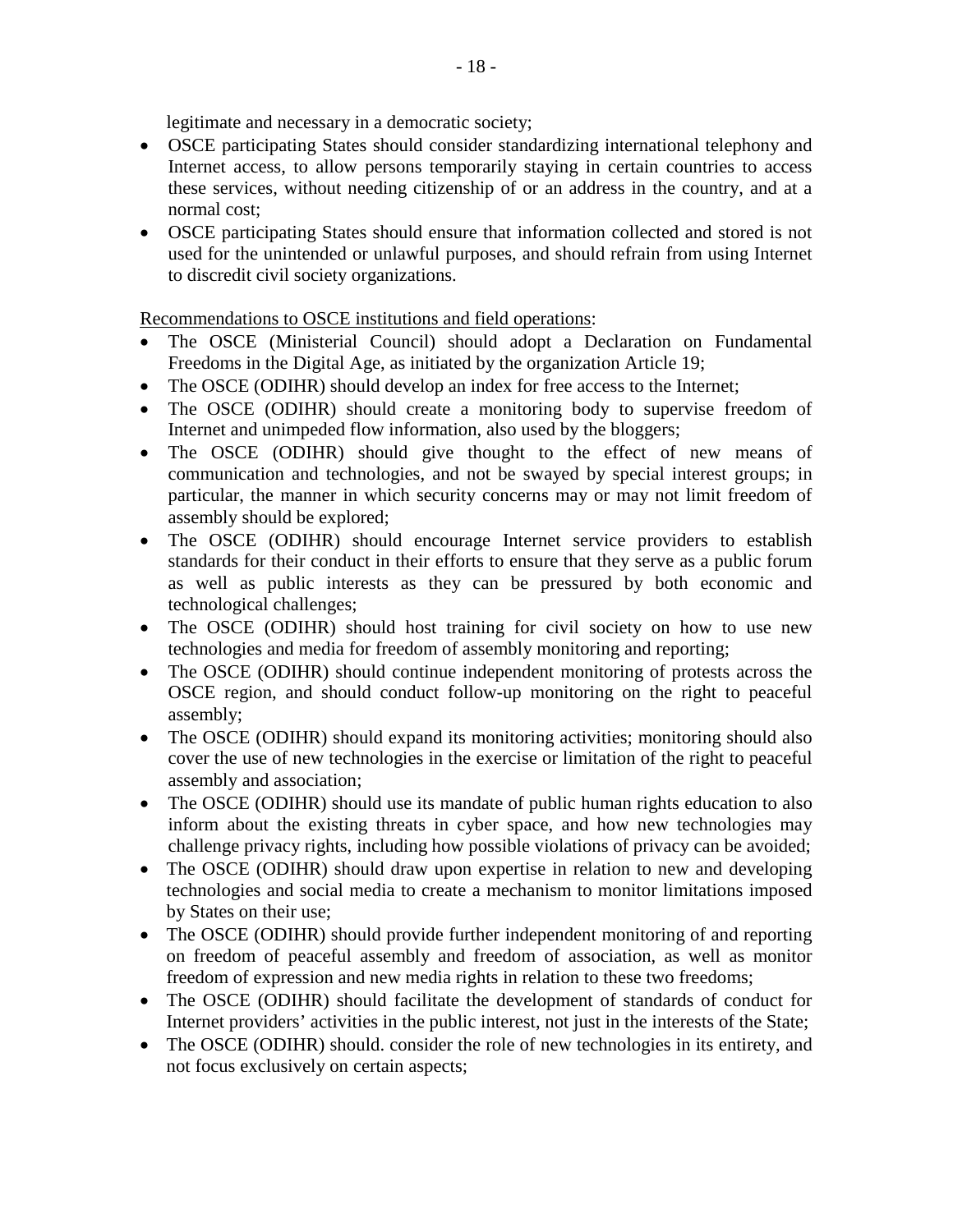legitimate and necessary in a democratic society;

- OSCE participating States should consider standardizing international telephony and Internet access, to allow persons temporarily staying in certain countries to access these services, without needing citizenship of or an address in the country, and at a normal cost;
- OSCE participating States should ensure that information collected and stored is not used for the unintended or unlawful purposes, and should refrain from using Internet to discredit civil society organizations.

<u>Recommendations to OSCE institutions and field operations</u>:

- The OSCE (Ministerial Council) should adopt a Declaration on Fundamental Freedoms in the Digital Age, as initiated by the organization Article 19;
- The OSCE (ODIHR) should develop an index for free access to the Internet;
- The OSCE (ODIHR) should create a monitoring body to supervise freedom of Internet and unimpeded flow information, also used by the bloggers;
- The OSCE (ODIHR) should give thought to the effect of new means of communication and technologies, and not be swayed by special interest groups; in particular, the manner in which security concerns may or may not limit freedom of assembly should be explored;
- The OSCE (ODIHR) should encourage Internet service providers to establish standards for their conduct in their efforts to ensure that they serve as a public forum as well as public interests as they can be pressured by both economic and technological challenges;
- The OSCE (ODIHR) should host training for civil society on how to use new technologies and media for freedom of assembly monitoring and reporting;
- The OSCE (ODIHR) should continue independent monitoring of protests across the OSCE region, and should conduct follow-up monitoring on the right to peaceful assembly;
- The OSCE (ODIHR) should expand its monitoring activities; monitoring should also cover the use of new technologies in the exercise or limitation of the right to peaceful assembly and association;
- The OSCE (ODIHR) should use its mandate of public human rights education to also inform about the existing threats in cyber space, and how new technologies may challenge privacy rights, including how possible violations of privacy can be avoided;
- The OSCE (ODIHR) should draw upon expertise in relation to new and developing technologies and social media to create a mechanism to monitor limitations imposed by States on their use;
- The OSCE (ODIHR) should provide further independent monitoring of and reporting on freedom of peaceful assembly and freedom of association, as well as monitor freedom of expression and new media rights in relation to these two freedoms;
- The OSCE (ODIHR) should facilitate the development of standards of conduct for Internet providers' activities in the public interest, not just in the interests of the State;
- The OSCE (ODIHR) should. consider the role of new technologies in its entirety, and not focus exclusively on certain aspects;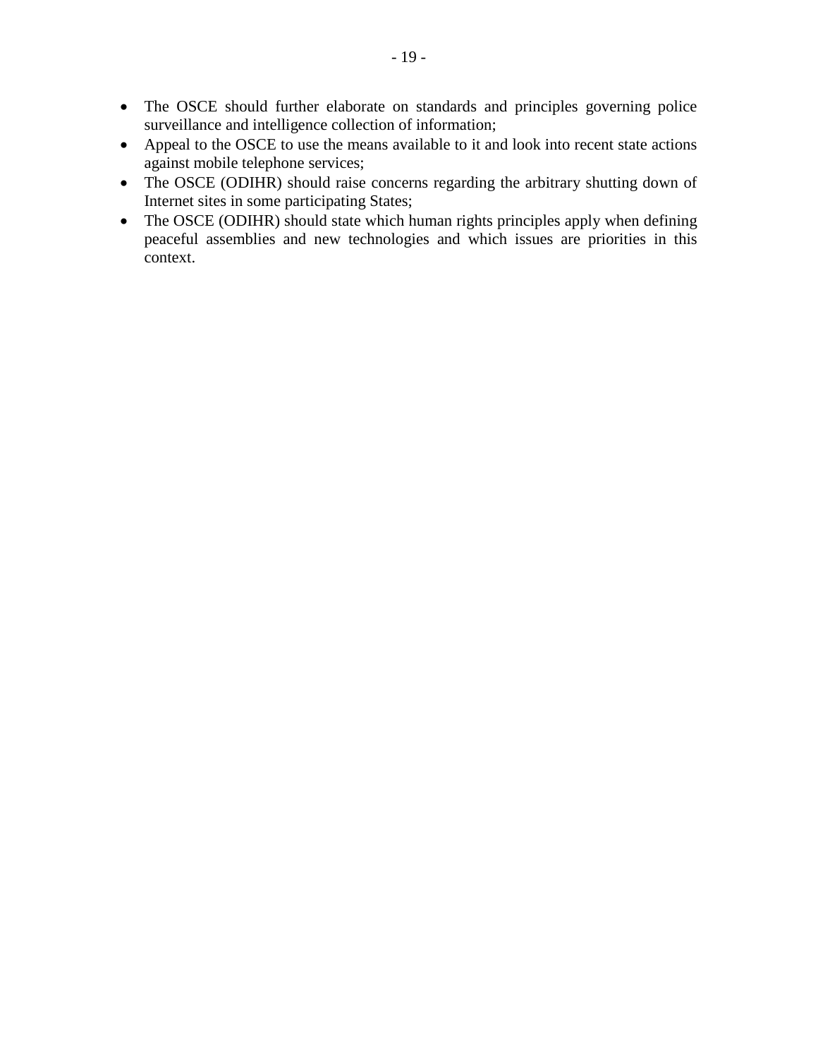- The OSCE should further elaborate on standards and principles governing police surveillance and intelligence collection of information;
- Appeal to the OSCE to use the means available to it and look into recent state actions against mobile telephone services;
- The OSCE (ODIHR) should raise concerns regarding the arbitrary shutting down of Internet sites in some participating States;
- The OSCE (ODIHR) should state which human rights principles apply when defining peaceful assemblies and new technologies and which issues are priorities in this context.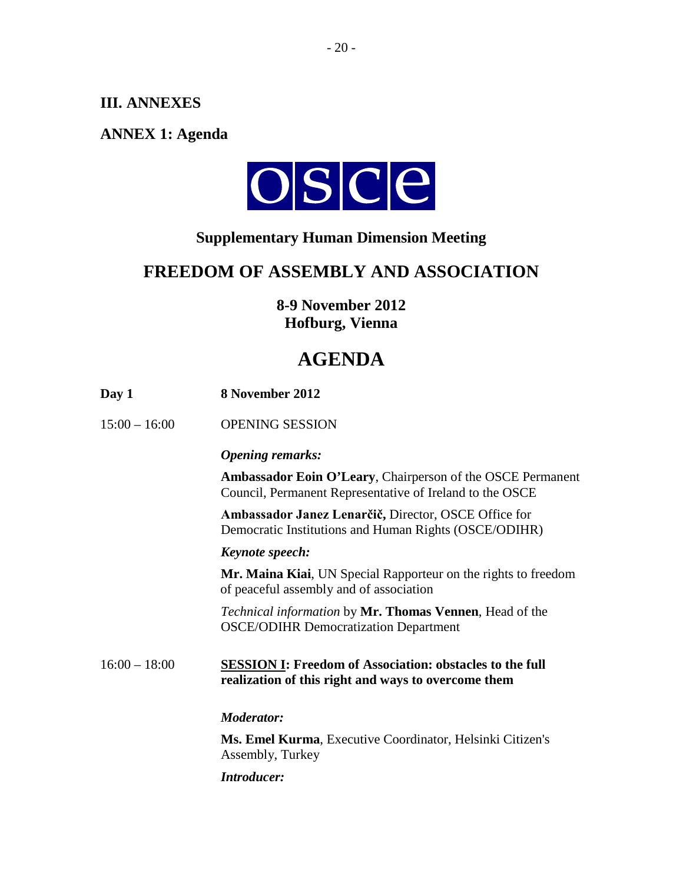# III. ANNEXES

## ANNEX 1: Agenda

OSCE

**Supplementary Human Dimension Meeting**

# FREEDOM OF ASSEMBLY AND ASSOCIATION

**8-9 November 2012**
**Hofburg, Vienna**

# AGENDA

**Day 1** **8 November 2012**

15:00 – 16:00 OPENING SESSION

***Opening remarks:***

**Ambassador Eoin O'Leary**, Chairperson of the OSCE Permanent Council, Permanent Representative of Ireland to the OSCE

**Ambassador Janez Lenarčič,** Director, OSCE Office for Democratic Institutions and Human Rights (OSCE/ODIHR)

***Keynote speech:***

**Mr. Maina Kiai**, UN Special Rapporteur on the rights to freedom of peaceful assembly and of association

*Technical information* by **Mr. Thomas Vennen**, Head of the OSCE/ODIHR Democratization Department

16:00 – 18:00 **SESSION I: Freedom of Association: obstacles to the full realization of this right and ways to overcome them**

***Moderator:***

**Ms. Emel Kurma**, Executive Coordinator, Helsinki Citizen's Assembly, Turkey

***Introducer:***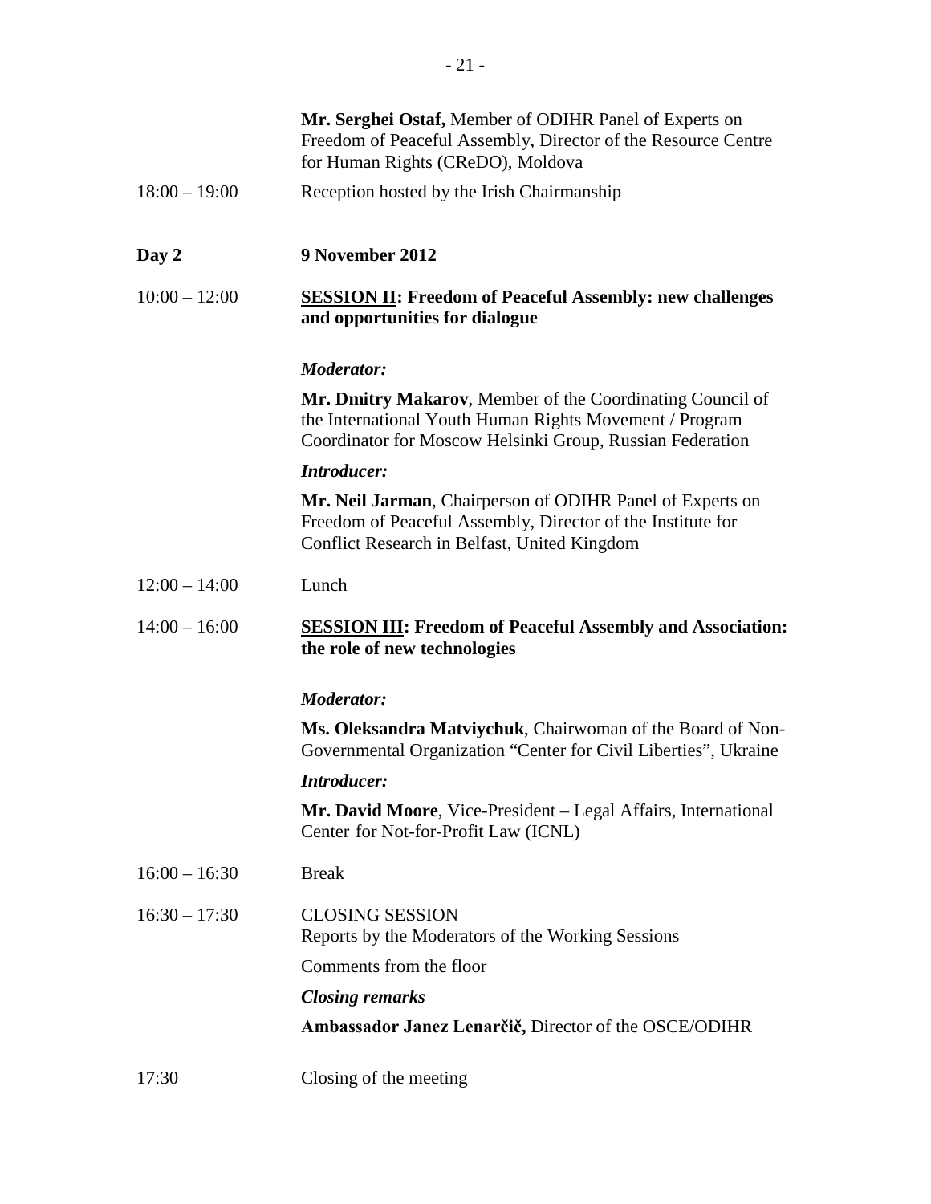**Mr. Serghei Ostaf,** Member of ODIHR Panel of Experts on Freedom of Peaceful Assembly, Director of the Resource Centre for Human Rights (CReDO), Moldova

18:00 – 19:00 Reception hosted by the Irish Chairmanship

**Day 2 9 November 2012**

10:00 – 12:00 **SESSION II: Freedom of Peaceful Assembly: new challenges and opportunities for dialogue**

***Moderator:***

**Mr. Dmitry Makarov**, Member of the Coordinating Council of the International Youth Human Rights Movement / Program Coordinator for Moscow Helsinki Group, Russian Federation

***Introducer:***

**Mr. Neil Jarman**, Chairperson of ODIHR Panel of Experts on Freedom of Peaceful Assembly, Director of the Institute for Conflict Research in Belfast, United Kingdom

12:00 – 14:00 Lunch

14:00 – 16:00 **SESSION III: Freedom of Peaceful Assembly and Association: the role of new technologies**

***Moderator:***

**Ms. Oleksandra Matviychuk**, Chairwoman of the Board of Non-Governmental Organization "Center for Civil Liberties", Ukraine

***Introducer:***

**Mr. David Moore**, Vice-President – Legal Affairs, International Center for Not-for-Profit Law (ICNL)

16:00 – 16:30 Break

16:30 – 17:30 CLOSING SESSION
Reports by the Moderators of the Working Sessions

Comments from the floor

***Closing remarks***

**Ambassador Janez Lenarčič,** Director of the OSCE/ODIHR

17:30 Closing of the meeting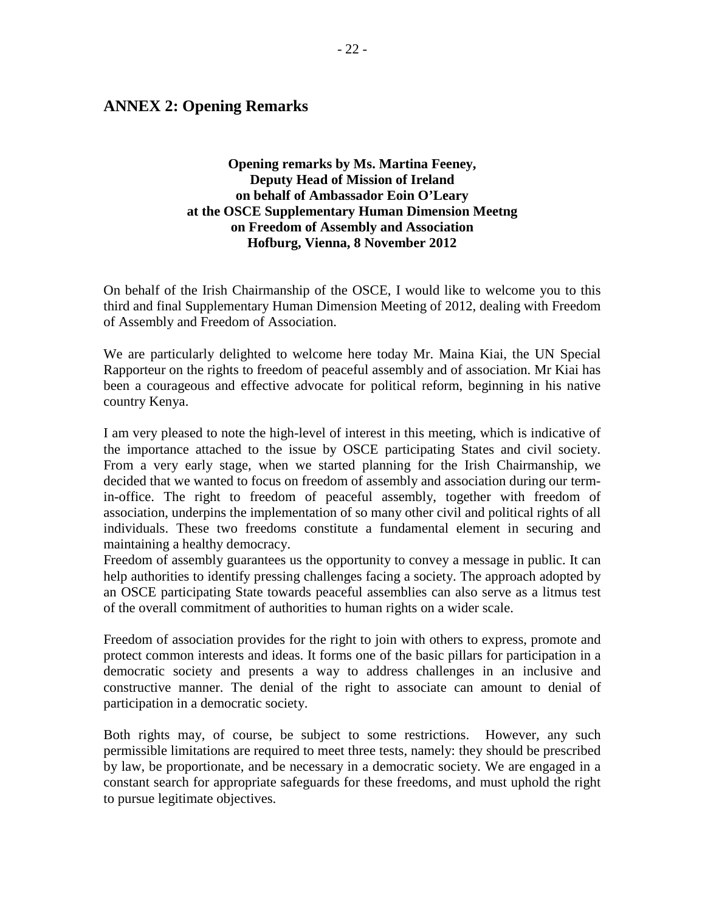## ANNEX 2: Opening Remarks

**Opening remarks by Ms. Martina Feeney,**
**Deputy Head of Mission of Ireland**
**on behalf of Ambassador Eoin O'Leary**
**at the OSCE Supplementary Human Dimension Meetng**
**on Freedom of Assembly and Association**
**Hofburg, Vienna, 8 November 2012**

On behalf of the Irish Chairmanship of the OSCE, I would like to welcome you to this third and final Supplementary Human Dimension Meeting of 2012, dealing with Freedom of Assembly and Freedom of Association.

We are particularly delighted to welcome here today Mr. Maina Kiai, the UN Special Rapporteur on the rights to freedom of peaceful assembly and of association. Mr Kiai has been a courageous and effective advocate for political reform, beginning in his native country Kenya.

I am very pleased to note the high-level of interest in this meeting, which is indicative of the importance attached to the issue by OSCE participating States and civil society. From a very early stage, when we started planning for the Irish Chairmanship, we decided that we wanted to focus on freedom of assembly and association during our term-in-office. The right to freedom of peaceful assembly, together with freedom of association, underpins the implementation of so many other civil and political rights of all individuals. These two freedoms constitute a fundamental element in securing and maintaining a healthy democracy.

Freedom of assembly guarantees us the opportunity to convey a message in public. It can help authorities to identify pressing challenges facing a society. The approach adopted by an OSCE participating State towards peaceful assemblies can also serve as a litmus test of the overall commitment of authorities to human rights on a wider scale.

Freedom of association provides for the right to join with others to express, promote and protect common interests and ideas. It forms one of the basic pillars for participation in a democratic society and presents a way to address challenges in an inclusive and constructive manner. The denial of the right to associate can amount to denial of participation in a democratic society.

Both rights may, of course, be subject to some restrictions. However, any such permissible limitations are required to meet three tests, namely: they should be prescribed by law, be proportionate, and be necessary in a democratic society. We are engaged in a constant search for appropriate safeguards for these freedoms, and must uphold the right to pursue legitimate objectives.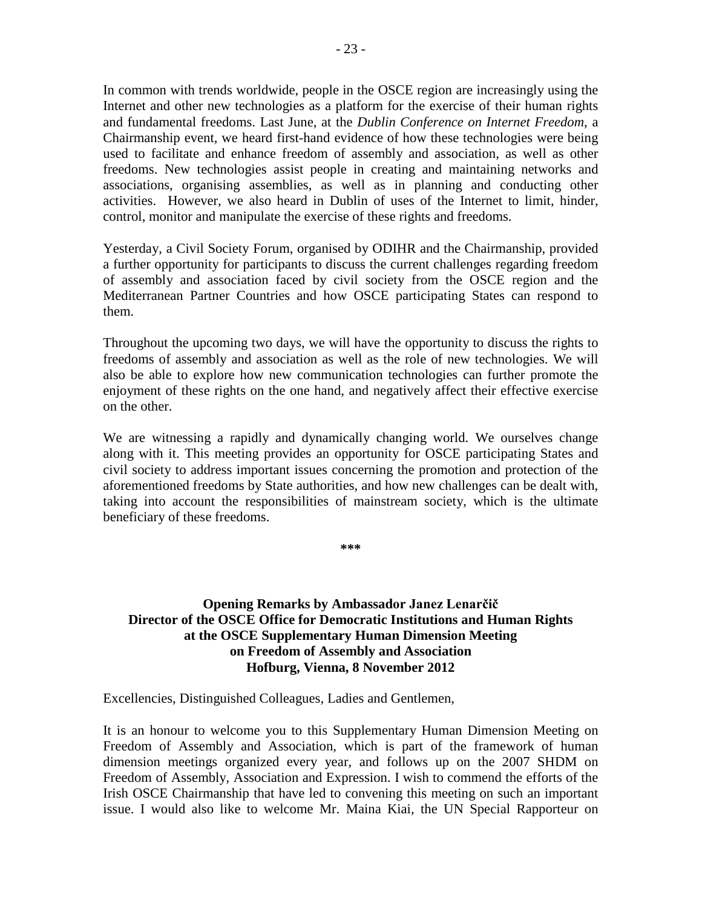In common with trends worldwide, people in the OSCE region are increasingly using the Internet and other new technologies as a platform for the exercise of their human rights and fundamental freedoms. Last June, at the *Dublin Conference on Internet Freedom*, a Chairmanship event, we heard first-hand evidence of how these technologies were being used to facilitate and enhance freedom of assembly and association, as well as other freedoms. New technologies assist people in creating and maintaining networks and associations, organising assemblies, as well as in planning and conducting other activities. However, we also heard in Dublin of uses of the Internet to limit, hinder, control, monitor and manipulate the exercise of these rights and freedoms.

Yesterday, a Civil Society Forum, organised by ODIHR and the Chairmanship, provided a further opportunity for participants to discuss the current challenges regarding freedom of assembly and association faced by civil society from the OSCE region and the Mediterranean Partner Countries and how OSCE participating States can respond to them.

Throughout the upcoming two days, we will have the opportunity to discuss the rights to freedoms of assembly and association as well as the role of new technologies. We will also be able to explore how new communication technologies can further promote the enjoyment of these rights on the one hand, and negatively affect their effective exercise on the other.

We are witnessing a rapidly and dynamically changing world. We ourselves change along with it. This meeting provides an opportunity for OSCE participating States and civil society to address important issues concerning the promotion and protection of the aforementioned freedoms by State authorities, and how new challenges can be dealt with, taking into account the responsibilities of mainstream society, which is the ultimate beneficiary of these freedoms.

\*\*\*

## Opening Remarks by Ambassador Janez Lenarčič Director of the OSCE Office for Democratic Institutions and Human Rights at the OSCE Supplementary Human Dimension Meeting on Freedom of Assembly and Association Hofburg, Vienna, 8 November 2012

Excellencies, Distinguished Colleagues, Ladies and Gentlemen,

It is an honour to welcome you to this Supplementary Human Dimension Meeting on Freedom of Assembly and Association, which is part of the framework of human dimension meetings organized every year, and follows up on the 2007 SHDM on Freedom of Assembly, Association and Expression. I wish to commend the efforts of the Irish OSCE Chairmanship that have led to convening this meeting on such an important issue. I would also like to welcome Mr. Maina Kiai, the UN Special Rapporteur on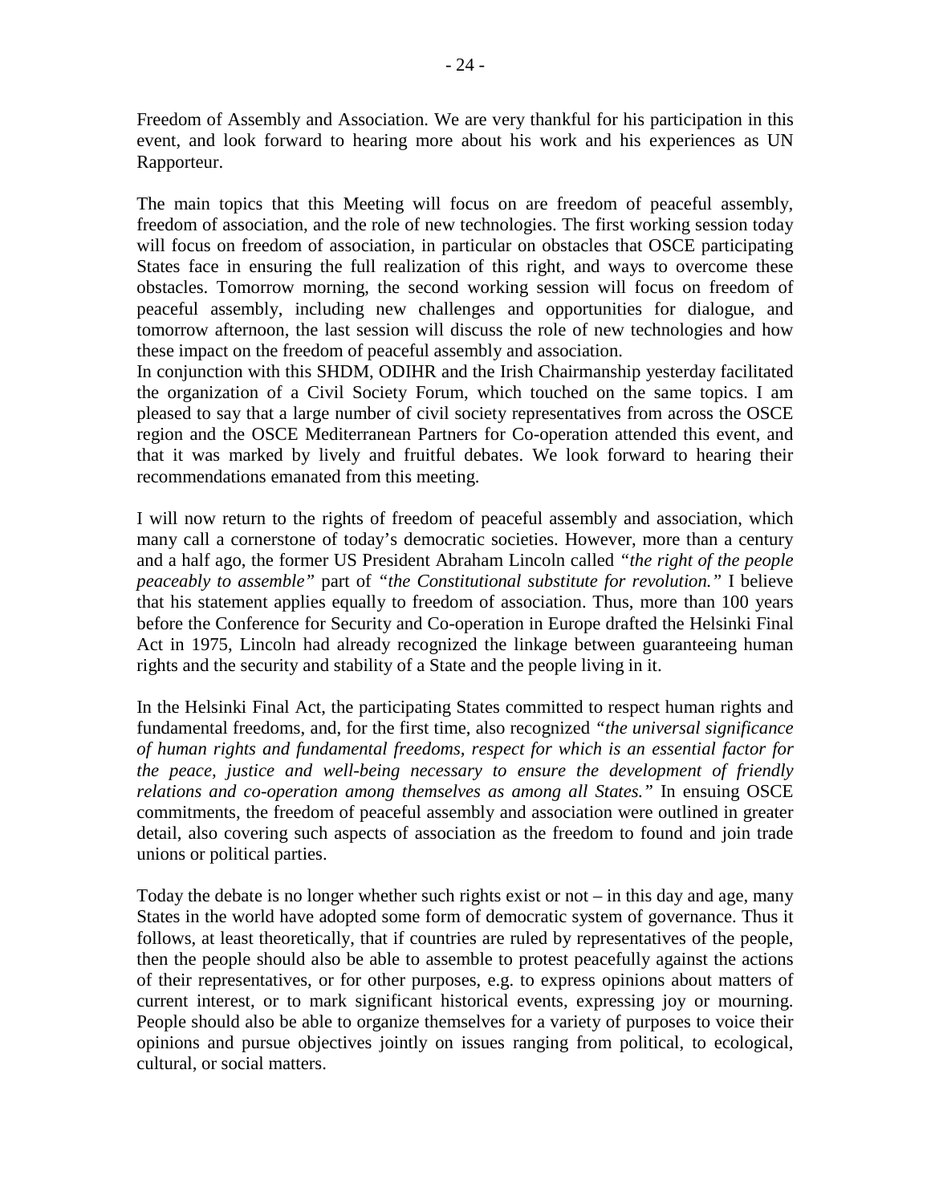Freedom of Assembly and Association. We are very thankful for his participation in this event, and look forward to hearing more about his work and his experiences as UN Rapporteur.

The main topics that this Meeting will focus on are freedom of peaceful assembly, freedom of association, and the role of new technologies. The first working session today will focus on freedom of association, in particular on obstacles that OSCE participating States face in ensuring the full realization of this right, and ways to overcome these obstacles. Tomorrow morning, the second working session will focus on freedom of peaceful assembly, including new challenges and opportunities for dialogue, and tomorrow afternoon, the last session will discuss the role of new technologies and how these impact on the freedom of peaceful assembly and association.
In conjunction with this SHDM, ODIHR and the Irish Chairmanship yesterday facilitated the organization of a Civil Society Forum, which touched on the same topics. I am pleased to say that a large number of civil society representatives from across the OSCE region and the OSCE Mediterranean Partners for Co-operation attended this event, and that it was marked by lively and fruitful debates. We look forward to hearing their recommendations emanated from this meeting.

I will now return to the rights of freedom of peaceful assembly and association, which many call a cornerstone of today's democratic societies. However, more than a century and a half ago, the former US President Abraham Lincoln called *"the right of the people peaceably to assemble"* part of *"the Constitutional substitute for revolution."* I believe that his statement applies equally to freedom of association. Thus, more than 100 years before the Conference for Security and Co-operation in Europe drafted the Helsinki Final Act in 1975, Lincoln had already recognized the linkage between guaranteeing human rights and the security and stability of a State and the people living in it.

In the Helsinki Final Act, the participating States committed to respect human rights and fundamental freedoms, and, for the first time, also recognized *"the universal significance of human rights and fundamental freedoms, respect for which is an essential factor for the peace, justice and well-being necessary to ensure the development of friendly relations and co-operation among themselves as among all States."* In ensuing OSCE commitments, the freedom of peaceful assembly and association were outlined in greater detail, also covering such aspects of association as the freedom to found and join trade unions or political parties.

Today the debate is no longer whether such rights exist or not – in this day and age, many States in the world have adopted some form of democratic system of governance. Thus it follows, at least theoretically, that if countries are ruled by representatives of the people, then the people should also be able to assemble to protest peacefully against the actions of their representatives, or for other purposes, e.g. to express opinions about matters of current interest, or to mark significant historical events, expressing joy or mourning. People should also be able to organize themselves for a variety of purposes to voice their opinions and pursue objectives jointly on issues ranging from political, to ecological, cultural, or social matters.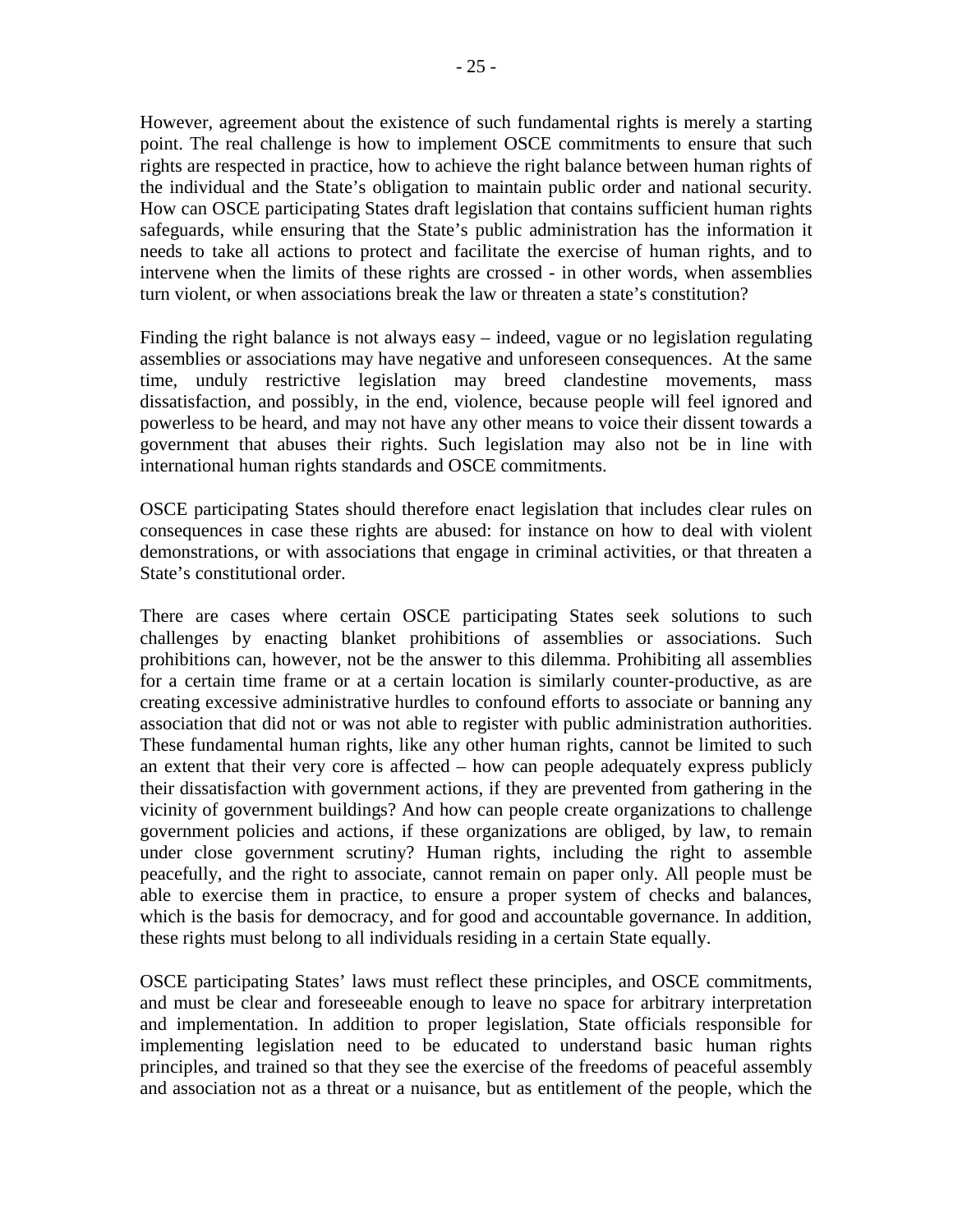However, agreement about the existence of such fundamental rights is merely a starting point. The real challenge is how to implement OSCE commitments to ensure that such rights are respected in practice, how to achieve the right balance between human rights of the individual and the State's obligation to maintain public order and national security. How can OSCE participating States draft legislation that contains sufficient human rights safeguards, while ensuring that the State's public administration has the information it needs to take all actions to protect and facilitate the exercise of human rights, and to intervene when the limits of these rights are crossed - in other words, when assemblies turn violent, or when associations break the law or threaten a state's constitution?

Finding the right balance is not always easy – indeed, vague or no legislation regulating assemblies or associations may have negative and unforeseen consequences. At the same time, unduly restrictive legislation may breed clandestine movements, mass dissatisfaction, and possibly, in the end, violence, because people will feel ignored and powerless to be heard, and may not have any other means to voice their dissent towards a government that abuses their rights. Such legislation may also not be in line with international human rights standards and OSCE commitments.

OSCE participating States should therefore enact legislation that includes clear rules on consequences in case these rights are abused: for instance on how to deal with violent demonstrations, or with associations that engage in criminal activities, or that threaten a State's constitutional order.

There are cases where certain OSCE participating States seek solutions to such challenges by enacting blanket prohibitions of assemblies or associations. Such prohibitions can, however, not be the answer to this dilemma. Prohibiting all assemblies for a certain time frame or at a certain location is similarly counter-productive, as are creating excessive administrative hurdles to confound efforts to associate or banning any association that did not or was not able to register with public administration authorities. These fundamental human rights, like any other human rights, cannot be limited to such an extent that their very core is affected – how can people adequately express publicly their dissatisfaction with government actions, if they are prevented from gathering in the vicinity of government buildings? And how can people create organizations to challenge government policies and actions, if these organizations are obliged, by law, to remain under close government scrutiny? Human rights, including the right to assemble peacefully, and the right to associate, cannot remain on paper only. All people must be able to exercise them in practice, to ensure a proper system of checks and balances, which is the basis for democracy, and for good and accountable governance. In addition, these rights must belong to all individuals residing in a certain State equally.

OSCE participating States' laws must reflect these principles, and OSCE commitments, and must be clear and foreseeable enough to leave no space for arbitrary interpretation and implementation. In addition to proper legislation, State officials responsible for implementing legislation need to be educated to understand basic human rights principles, and trained so that they see the exercise of the freedoms of peaceful assembly and association not as a threat or a nuisance, but as entitlement of the people, which the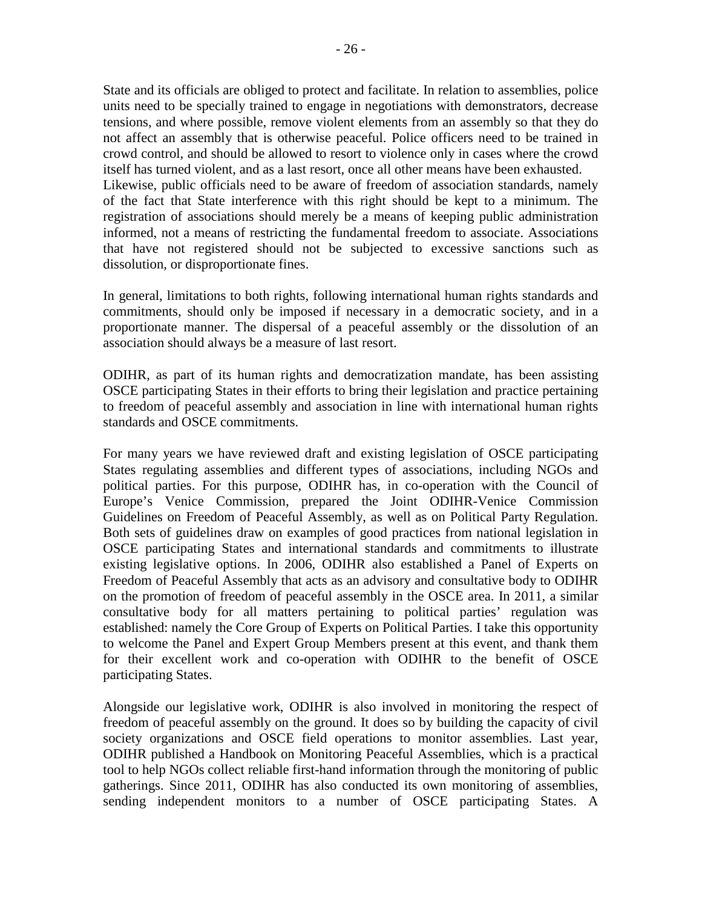State and its officials are obliged to protect and facilitate. In relation to assemblies, police units need to be specially trained to engage in negotiations with demonstrators, decrease tensions, and where possible, remove violent elements from an assembly so that they do not affect an assembly that is otherwise peaceful. Police officers need to be trained in crowd control, and should be allowed to resort to violence only in cases where the crowd itself has turned violent, and as a last resort, once all other means have been exhausted. Likewise, public officials need to be aware of freedom of association standards, namely of the fact that State interference with this right should be kept to a minimum. The registration of associations should merely be a means of keeping public administration informed, not a means of restricting the fundamental freedom to associate. Associations that have not registered should not be subjected to excessive sanctions such as dissolution, or disproportionate fines.

In general, limitations to both rights, following international human rights standards and commitments, should only be imposed if necessary in a democratic society, and in a proportionate manner. The dispersal of a peaceful assembly or the dissolution of an association should always be a measure of last resort.

ODIHR, as part of its human rights and democratization mandate, has been assisting OSCE participating States in their efforts to bring their legislation and practice pertaining to freedom of peaceful assembly and association in line with international human rights standards and OSCE commitments.

For many years we have reviewed draft and existing legislation of OSCE participating States regulating assemblies and different types of associations, including NGOs and political parties. For this purpose, ODIHR has, in co-operation with the Council of Europe's Venice Commission, prepared the Joint ODIHR-Venice Commission Guidelines on Freedom of Peaceful Assembly, as well as on Political Party Regulation. Both sets of guidelines draw on examples of good practices from national legislation in OSCE participating States and international standards and commitments to illustrate existing legislative options. In 2006, ODIHR also established a Panel of Experts on Freedom of Peaceful Assembly that acts as an advisory and consultative body to ODIHR on the promotion of freedom of peaceful assembly in the OSCE area. In 2011, a similar consultative body for all matters pertaining to political parties' regulation was established: namely the Core Group of Experts on Political Parties. I take this opportunity to welcome the Panel and Expert Group Members present at this event, and thank them for their excellent work and co-operation with ODIHR to the benefit of OSCE participating States.

Alongside our legislative work, ODIHR is also involved in monitoring the respect of freedom of peaceful assembly on the ground. It does so by building the capacity of civil society organizations and OSCE field operations to monitor assemblies. Last year, ODIHR published a Handbook on Monitoring Peaceful Assemblies, which is a practical tool to help NGOs collect reliable first-hand information through the monitoring of public gatherings. Since 2011, ODIHR has also conducted its own monitoring of assemblies, sending independent monitors to a number of OSCE participating States. A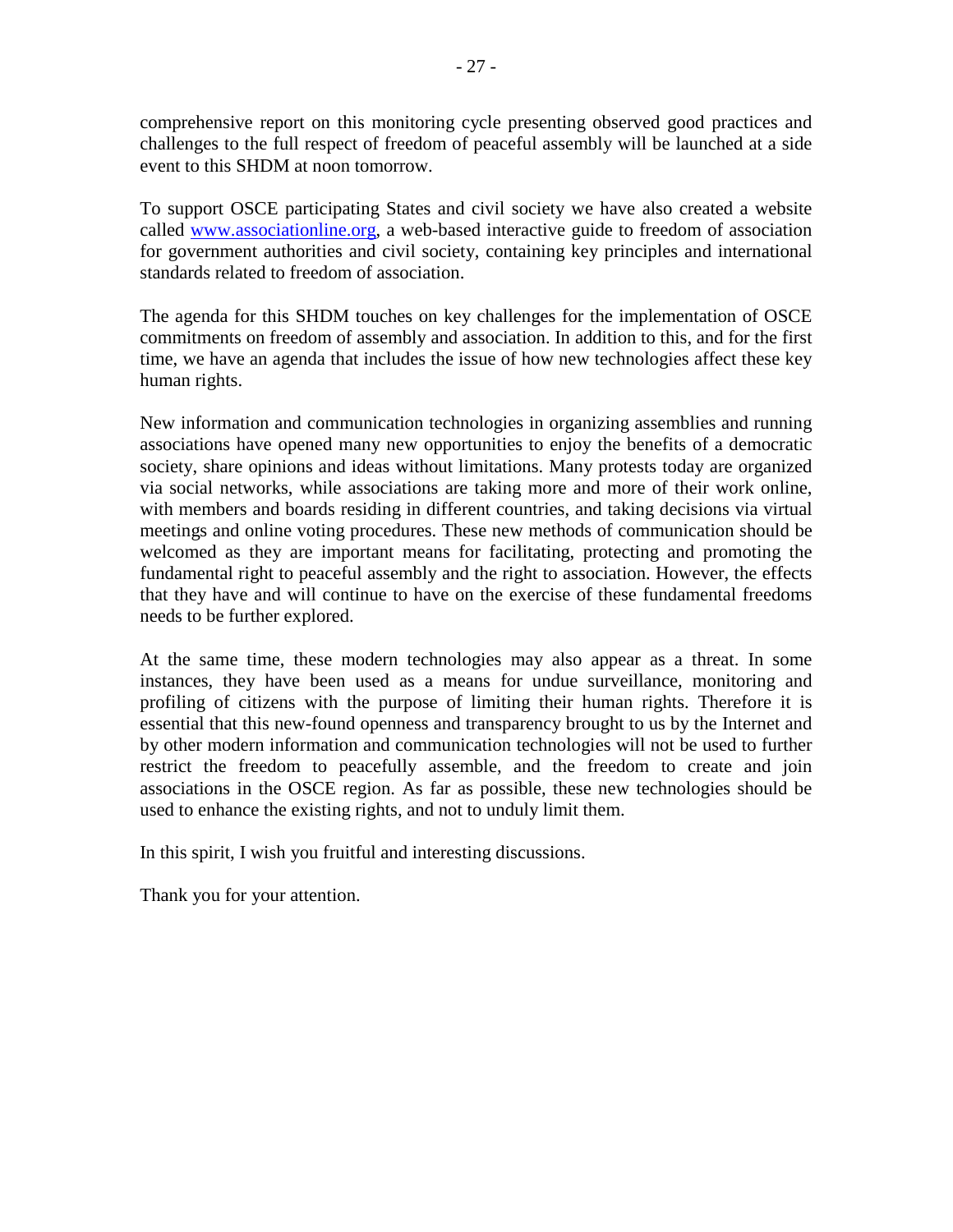comprehensive report on this monitoring cycle presenting observed good practices and challenges to the full respect of freedom of peaceful assembly will be launched at a side event to this SHDM at noon tomorrow.

To support OSCE participating States and civil society we have also created a website called [www.associationline.org](http://www.associationline.org), a web-based interactive guide to freedom of association for government authorities and civil society, containing key principles and international standards related to freedom of association.

The agenda for this SHDM touches on key challenges for the implementation of OSCE commitments on freedom of assembly and association. In addition to this, and for the first time, we have an agenda that includes the issue of how new technologies affect these key human rights.

New information and communication technologies in organizing assemblies and running associations have opened many new opportunities to enjoy the benefits of a democratic society, share opinions and ideas without limitations. Many protests today are organized via social networks, while associations are taking more and more of their work online, with members and boards residing in different countries, and taking decisions via virtual meetings and online voting procedures. These new methods of communication should be welcomed as they are important means for facilitating, protecting and promoting the fundamental right to peaceful assembly and the right to association. However, the effects that they have and will continue to have on the exercise of these fundamental freedoms needs to be further explored.

At the same time, these modern technologies may also appear as a threat. In some instances, they have been used as a means for undue surveillance, monitoring and profiling of citizens with the purpose of limiting their human rights. Therefore it is essential that this new-found openness and transparency brought to us by the Internet and by other modern information and communication technologies will not be used to further restrict the freedom to peacefully assemble, and the freedom to create and join associations in the OSCE region. As far as possible, these new technologies should be used to enhance the existing rights, and not to unduly limit them.

In this spirit, I wish you fruitful and interesting discussions.

Thank you for your attention.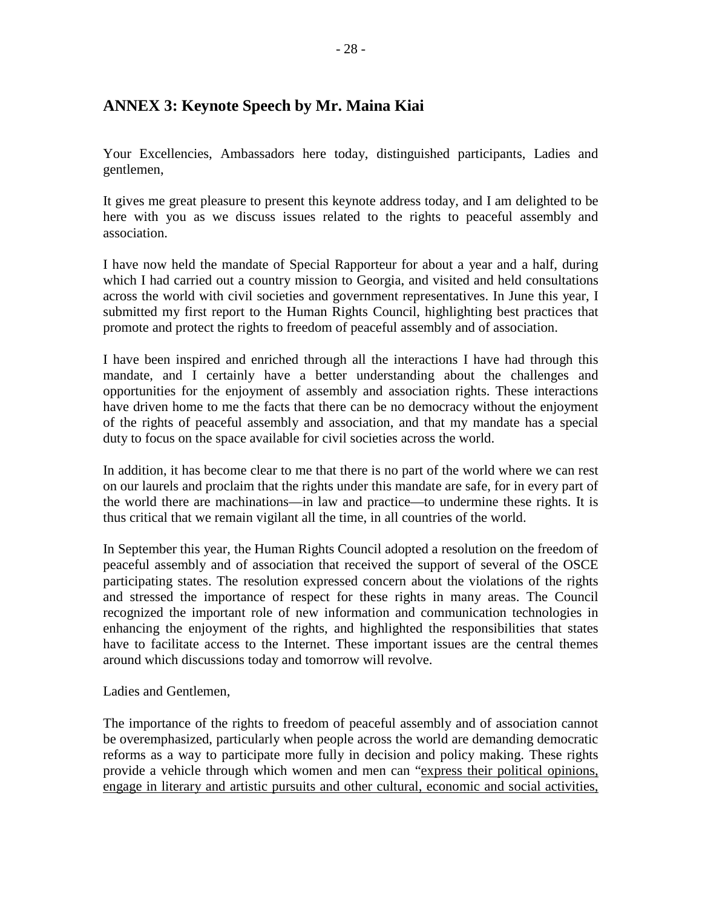## ANNEX 3: Keynote Speech by Mr. Maina Kiai

Your Excellencies, Ambassadors here today, distinguished participants, Ladies and gentlemen,

It gives me great pleasure to present this keynote address today, and I am delighted to be here with you as we discuss issues related to the rights to peaceful assembly and association.

I have now held the mandate of Special Rapporteur for about a year and a half, during which I had carried out a country mission to Georgia, and visited and held consultations across the world with civil societies and government representatives. In June this year, I submitted my first report to the Human Rights Council, highlighting best practices that promote and protect the rights to freedom of peaceful assembly and of association.

I have been inspired and enriched through all the interactions I have had through this mandate, and I certainly have a better understanding about the challenges and opportunities for the enjoyment of assembly and association rights. These interactions have driven home to me the facts that there can be no democracy without the enjoyment of the rights of peaceful assembly and association, and that my mandate has a special duty to focus on the space available for civil societies across the world.

In addition, it has become clear to me that there is no part of the world where we can rest on our laurels and proclaim that the rights under this mandate are safe, for in every part of the world there are machinations—in law and practice—to undermine these rights. It is thus critical that we remain vigilant all the time, in all countries of the world.

In September this year, the Human Rights Council adopted a resolution on the freedom of peaceful assembly and of association that received the support of several of the OSCE participating states. The resolution expressed concern about the violations of the rights and stressed the importance of respect for these rights in many areas. The Council recognized the important role of new information and communication technologies in enhancing the enjoyment of the rights, and highlighted the responsibilities that states have to facilitate access to the Internet. These important issues are the central themes around which discussions today and tomorrow will revolve.

Ladies and Gentlemen,

The importance of the rights to freedom of peaceful assembly and of association cannot be overemphasized, particularly when people across the world are demanding democratic reforms as a way to participate more fully in decision and policy making. These rights provide a vehicle through which women and men can "express their political opinions, engage in literary and artistic pursuits and other cultural, economic and social activities,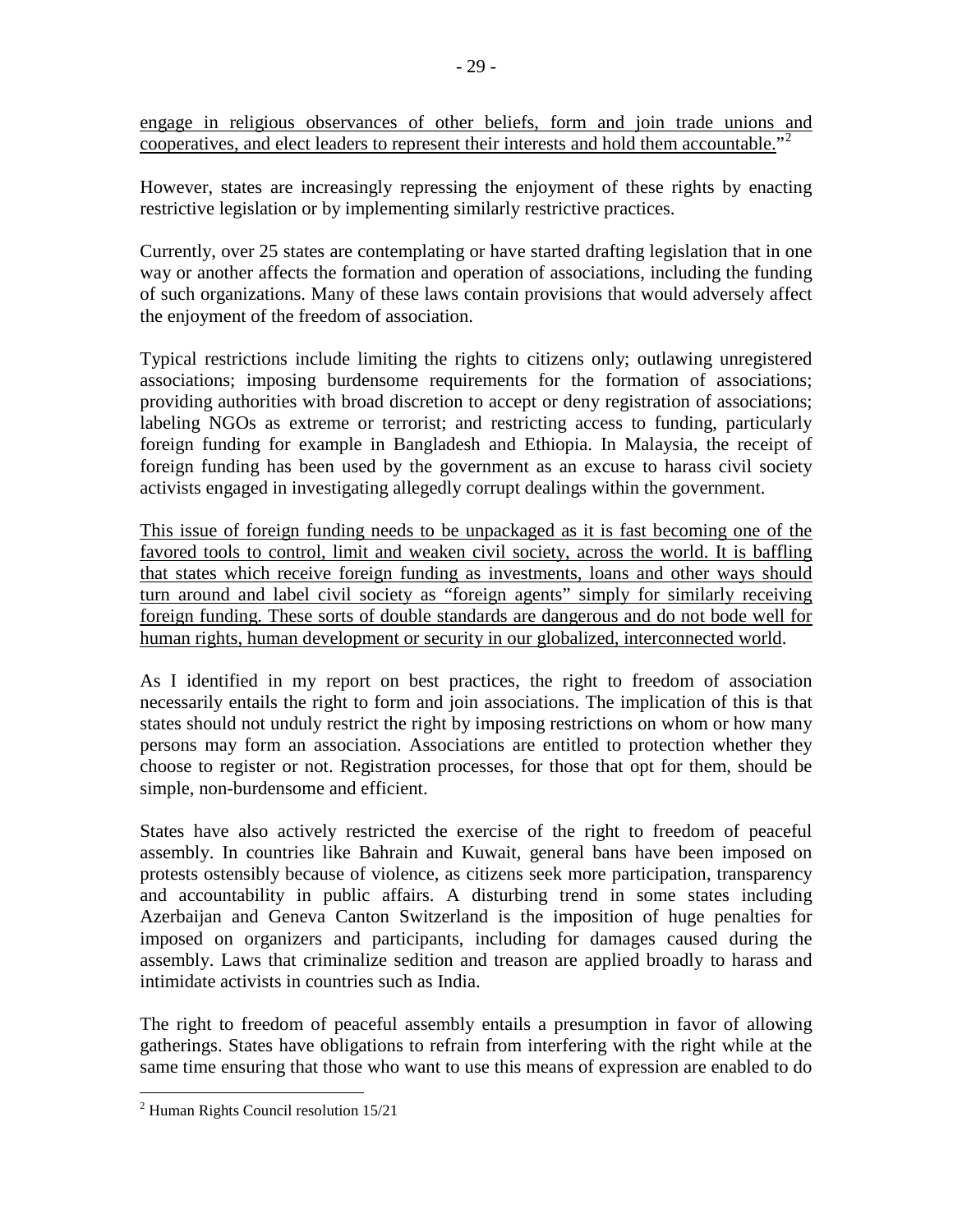engage in religious observances of other beliefs, form and join trade unions and cooperatives, and elect leaders to represent their interests and hold them accountable."[2]

However, states are increasingly repressing the enjoyment of these rights by enacting restrictive legislation or by implementing similarly restrictive practices.

Currently, over 25 states are contemplating or have started drafting legislation that in one way or another affects the formation and operation of associations, including the funding of such organizations. Many of these laws contain provisions that would adversely affect the enjoyment of the freedom of association.

Typical restrictions include limiting the rights to citizens only; outlawing unregistered associations; imposing burdensome requirements for the formation of associations; providing authorities with broad discretion to accept or deny registration of associations; labeling NGOs as extreme or terrorist; and restricting access to funding, particularly foreign funding for example in Bangladesh and Ethiopia. In Malaysia, the receipt of foreign funding has been used by the government as an excuse to harass civil society activists engaged in investigating allegedly corrupt dealings within the government.

This issue of foreign funding needs to be unpackaged as it is fast becoming one of the favored tools to control, limit and weaken civil society, across the world. It is baffling that states which receive foreign funding as investments, loans and other ways should turn around and label civil society as "foreign agents" simply for similarly receiving foreign funding. These sorts of double standards are dangerous and do not bode well for human rights, human development or security in our globalized, interconnected world.

As I identified in my report on best practices, the right to freedom of association necessarily entails the right to form and join associations. The implication of this is that states should not unduly restrict the right by imposing restrictions on whom or how many persons may form an association. Associations are entitled to protection whether they choose to register or not. Registration processes, for those that opt for them, should be simple, non-burdensome and efficient.

States have also actively restricted the exercise of the right to freedom of peaceful assembly. In countries like Bahrain and Kuwait, general bans have been imposed on protests ostensibly because of violence, as citizens seek more participation, transparency and accountability in public affairs. A disturbing trend in some states including Azerbaijan and Geneva Canton Switzerland is the imposition of huge penalties for imposed on organizers and participants, including for damages caused during the assembly. Laws that criminalize sedition and treason are applied broadly to harass and intimidate activists in countries such as India.

The right to freedom of peaceful assembly entails a presumption in favor of allowing gatherings. States have obligations to refrain from interfering with the right while at the same time ensuring that those who want to use this means of expression are enabled to do

[2] Human Rights Council resolution 15/21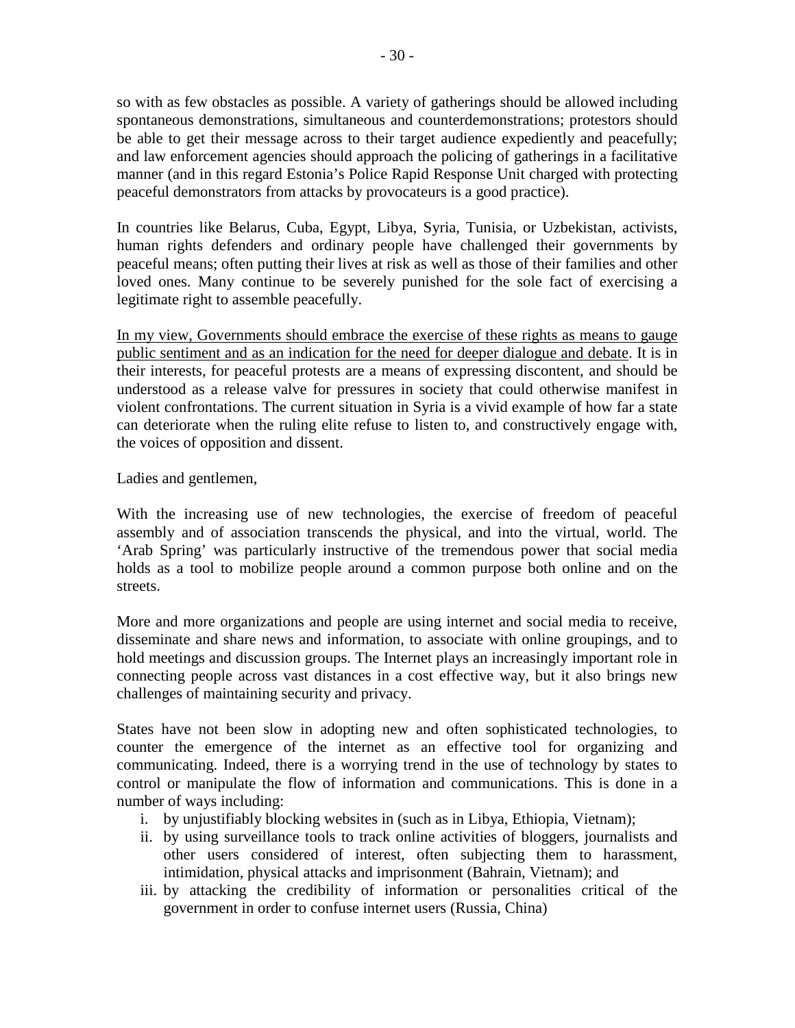so with as few obstacles as possible. A variety of gatherings should be allowed including spontaneous demonstrations, simultaneous and counterdemonstrations; protestors should be able to get their message across to their target audience expediently and peacefully; and law enforcement agencies should approach the policing of gatherings in a facilitative manner (and in this regard Estonia's Police Rapid Response Unit charged with protecting peaceful demonstrators from attacks by provocateurs is a good practice).

In countries like Belarus, Cuba, Egypt, Libya, Syria, Tunisia, or Uzbekistan, activists, human rights defenders and ordinary people have challenged their governments by peaceful means; often putting their lives at risk as well as those of their families and other loved ones. Many continue to be severely punished for the sole fact of exercising a legitimate right to assemble peacefully.

<u>In my view, Governments should embrace the exercise of these rights as means to gauge public sentiment and as an indication for the need for deeper dialogue and debate</u>. It is in their interests, for peaceful protests are a means of expressing discontent, and should be understood as a release valve for pressures in society that could otherwise manifest in violent confrontations. The current situation in Syria is a vivid example of how far a state can deteriorate when the ruling elite refuse to listen to, and constructively engage with, the voices of opposition and dissent.

Ladies and gentlemen,

With the increasing use of new technologies, the exercise of freedom of peaceful assembly and of association transcends the physical, and into the virtual, world. The 'Arab Spring' was particularly instructive of the tremendous power that social media holds as a tool to mobilize people around a common purpose both online and on the streets.

More and more organizations and people are using internet and social media to receive, disseminate and share news and information, to associate with online groupings, and to hold meetings and discussion groups. The Internet plays an increasingly important role in connecting people across vast distances in a cost effective way, but it also brings new challenges of maintaining security and privacy.

States have not been slow in adopting new and often sophisticated technologies, to counter the emergence of the internet as an effective tool for organizing and communicating. Indeed, there is a worrying trend in the use of technology by states to control or manipulate the flow of information and communications. This is done in a number of ways including:

i. by unjustifiably blocking websites in (such as in Libya, Ethiopia, Vietnam);
ii. by using surveillance tools to track online activities of bloggers, journalists and other users considered of interest, often subjecting them to harassment, intimidation, physical attacks and imprisonment (Bahrain, Vietnam); and
iii. by attacking the credibility of information or personalities critical of the government in order to confuse internet users (Russia, China)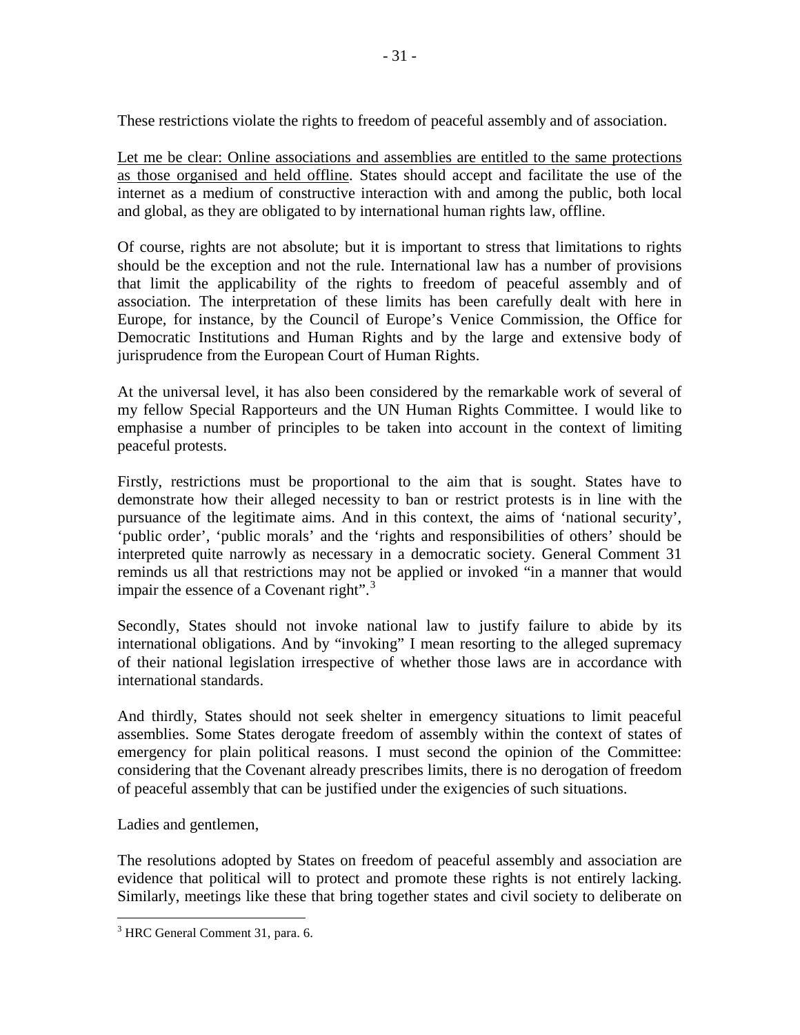These restrictions violate the rights to freedom of peaceful assembly and of association.

Let me be clear: Online associations and assemblies are entitled to the same protections as those organised and held offline. States should accept and facilitate the use of the internet as a medium of constructive interaction with and among the public, both local and global, as they are obligated to by international human rights law, offline.

Of course, rights are not absolute; but it is important to stress that limitations to rights should be the exception and not the rule. International law has a number of provisions that limit the applicability of the rights to freedom of peaceful assembly and of association. The interpretation of these limits has been carefully dealt with here in Europe, for instance, by the Council of Europe's Venice Commission, the Office for Democratic Institutions and Human Rights and by the large and extensive body of jurisprudence from the European Court of Human Rights.

At the universal level, it has also been considered by the remarkable work of several of my fellow Special Rapporteurs and the UN Human Rights Committee. I would like to emphasise a number of principles to be taken into account in the context of limiting peaceful protests.

Firstly, restrictions must be proportional to the aim that is sought. States have to demonstrate how their alleged necessity to ban or restrict protests is in line with the pursuance of the legitimate aims. And in this context, the aims of 'national security', 'public order', 'public morals' and the 'rights and responsibilities of others' should be interpreted quite narrowly as necessary in a democratic society. General Comment 31 reminds us all that restrictions may not be applied or invoked "in a manner that would impair the essence of a Covenant right".[3]

Secondly, States should not invoke national law to justify failure to abide by its international obligations. And by "invoking" I mean resorting to the alleged supremacy of their national legislation irrespective of whether those laws are in accordance with international standards.

And thirdly, States should not seek shelter in emergency situations to limit peaceful assemblies. Some States derogate freedom of assembly within the context of states of emergency for plain political reasons. I must second the opinion of the Committee: considering that the Covenant already prescribes limits, there is no derogation of freedom of peaceful assembly that can be justified under the exigencies of such situations.

Ladies and gentlemen,

The resolutions adopted by States on freedom of peaceful assembly and association are evidence that political will to protect and promote these rights is not entirely lacking. Similarly, meetings like these that bring together states and civil society to deliberate on

---

[3] HRC General Comment 31, para. 6.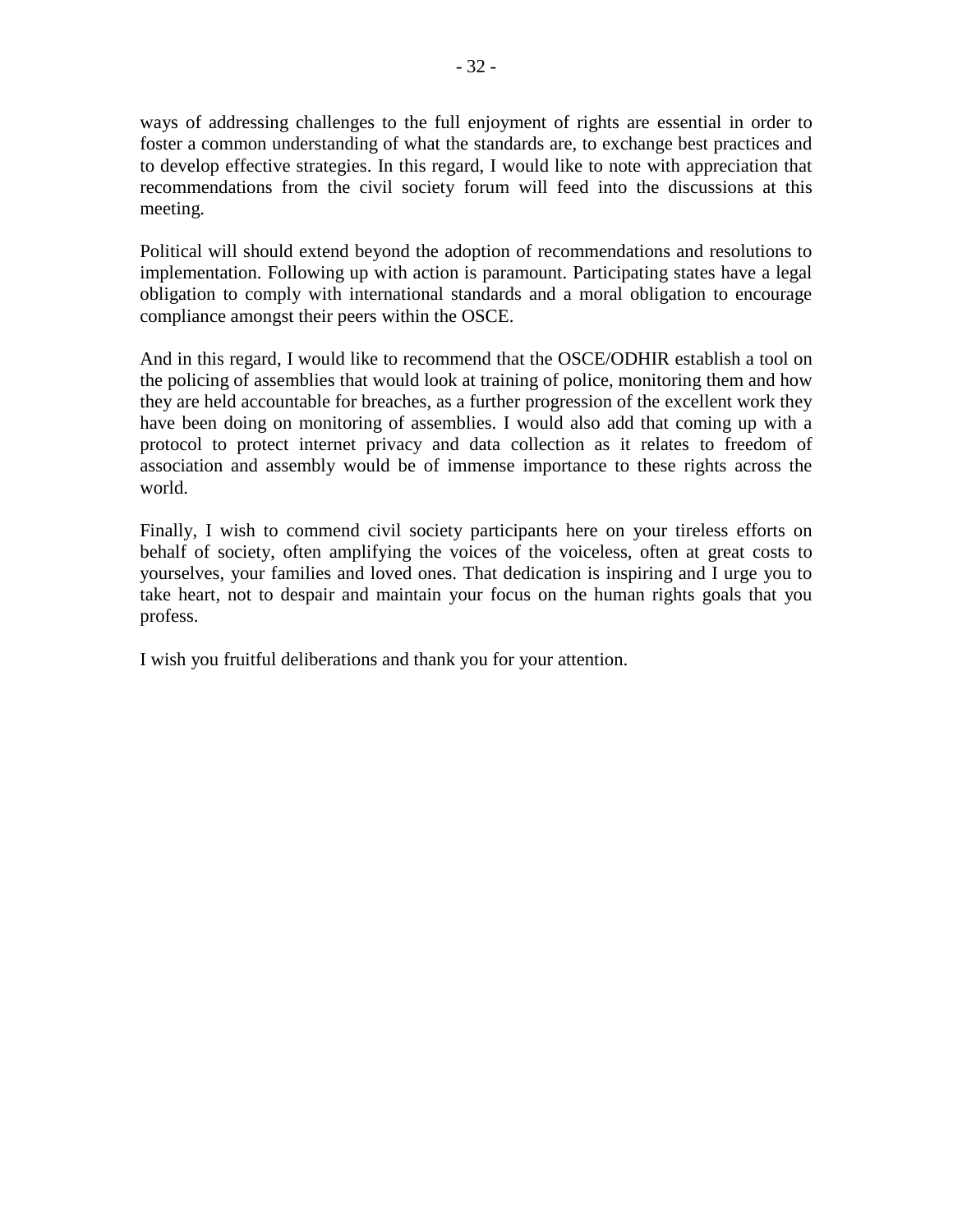ways of addressing challenges to the full enjoyment of rights are essential in order to foster a common understanding of what the standards are, to exchange best practices and to develop effective strategies. In this regard, I would like to note with appreciation that recommendations from the civil society forum will feed into the discussions at this meeting.

Political will should extend beyond the adoption of recommendations and resolutions to implementation. Following up with action is paramount. Participating states have a legal obligation to comply with international standards and a moral obligation to encourage compliance amongst their peers within the OSCE.

And in this regard, I would like to recommend that the OSCE/ODHIR establish a tool on the policing of assemblies that would look at training of police, monitoring them and how they are held accountable for breaches, as a further progression of the excellent work they have been doing on monitoring of assemblies. I would also add that coming up with a protocol to protect internet privacy and data collection as it relates to freedom of association and assembly would be of immense importance to these rights across the world.

Finally, I wish to commend civil society participants here on your tireless efforts on behalf of society, often amplifying the voices of the voiceless, often at great costs to yourselves, your families and loved ones. That dedication is inspiring and I urge you to take heart, not to despair and maintain your focus on the human rights goals that you profess.

I wish you fruitful deliberations and thank you for your attention.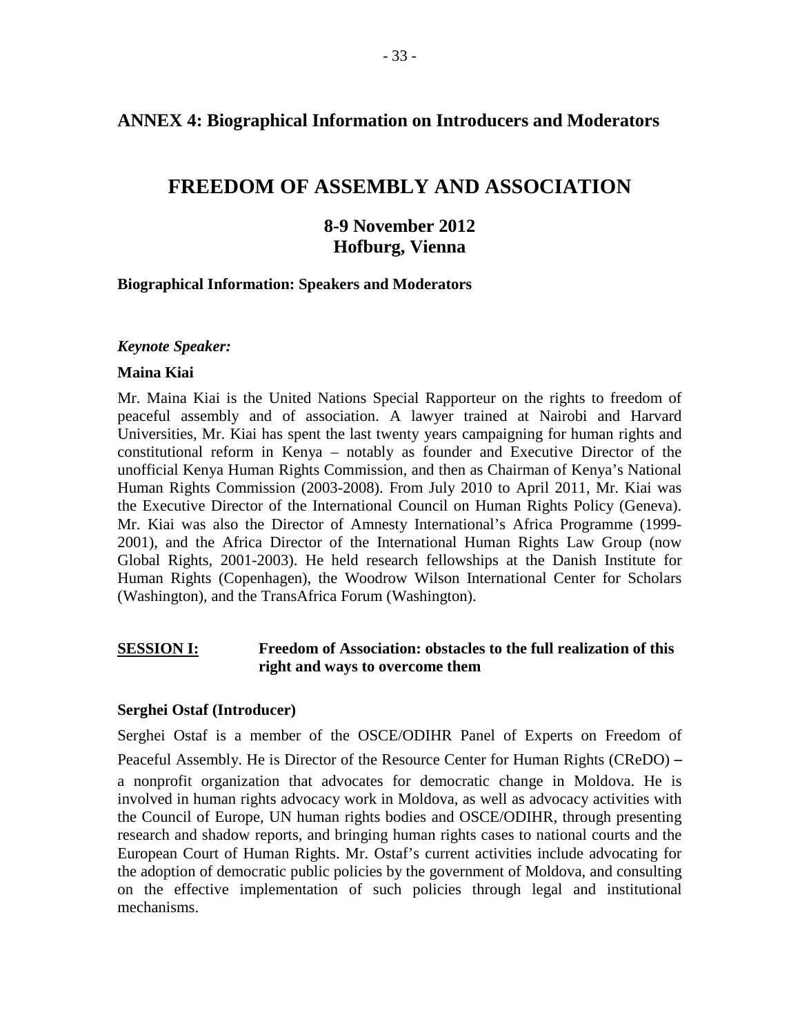## ANNEX 4: Biographical Information on Introducers and Moderators

# FREEDOM OF ASSEMBLY AND ASSOCIATION

### 8-9 November 2012
### Hofburg, Vienna

**Biographical Information: Speakers and Moderators**

***Keynote Speaker:***

**Maina Kiai**

Mr. Maina Kiai is the United Nations Special Rapporteur on the rights to freedom of peaceful assembly and of association. A lawyer trained at Nairobi and Harvard Universities, Mr. Kiai has spent the last twenty years campaigning for human rights and constitutional reform in Kenya – notably as founder and Executive Director of the unofficial Kenya Human Rights Commission, and then as Chairman of Kenya's National Human Rights Commission (2003-2008). From July 2010 to April 2011, Mr. Kiai was the Executive Director of the International Council on Human Rights Policy (Geneva). Mr. Kiai was also the Director of Amnesty International's Africa Programme (1999-2001), and the Africa Director of the International Human Rights Law Group (now Global Rights, 2001-2003). He held research fellowships at the Danish Institute for Human Rights (Copenhagen), the Woodrow Wilson International Center for Scholars (Washington), and the TransAfrica Forum (Washington).

**SESSION I: Freedom of Association: obstacles to the full realization of this right and ways to overcome them**

**Serghei Ostaf (Introducer)**

Serghei Ostaf is a member of the OSCE/ODIHR Panel of Experts on Freedom of Peaceful Assembly. He is Director of the Resource Center for Human Rights (CReDO) – a nonprofit organization that advocates for democratic change in Moldova. He is involved in human rights advocacy work in Moldova, as well as advocacy activities with the Council of Europe, UN human rights bodies and OSCE/ODIHR, through presenting research and shadow reports, and bringing human rights cases to national courts and the European Court of Human Rights. Mr. Ostaf's current activities include advocating for the adoption of democratic public policies by the government of Moldova, and consulting on the effective implementation of such policies through legal and institutional mechanisms.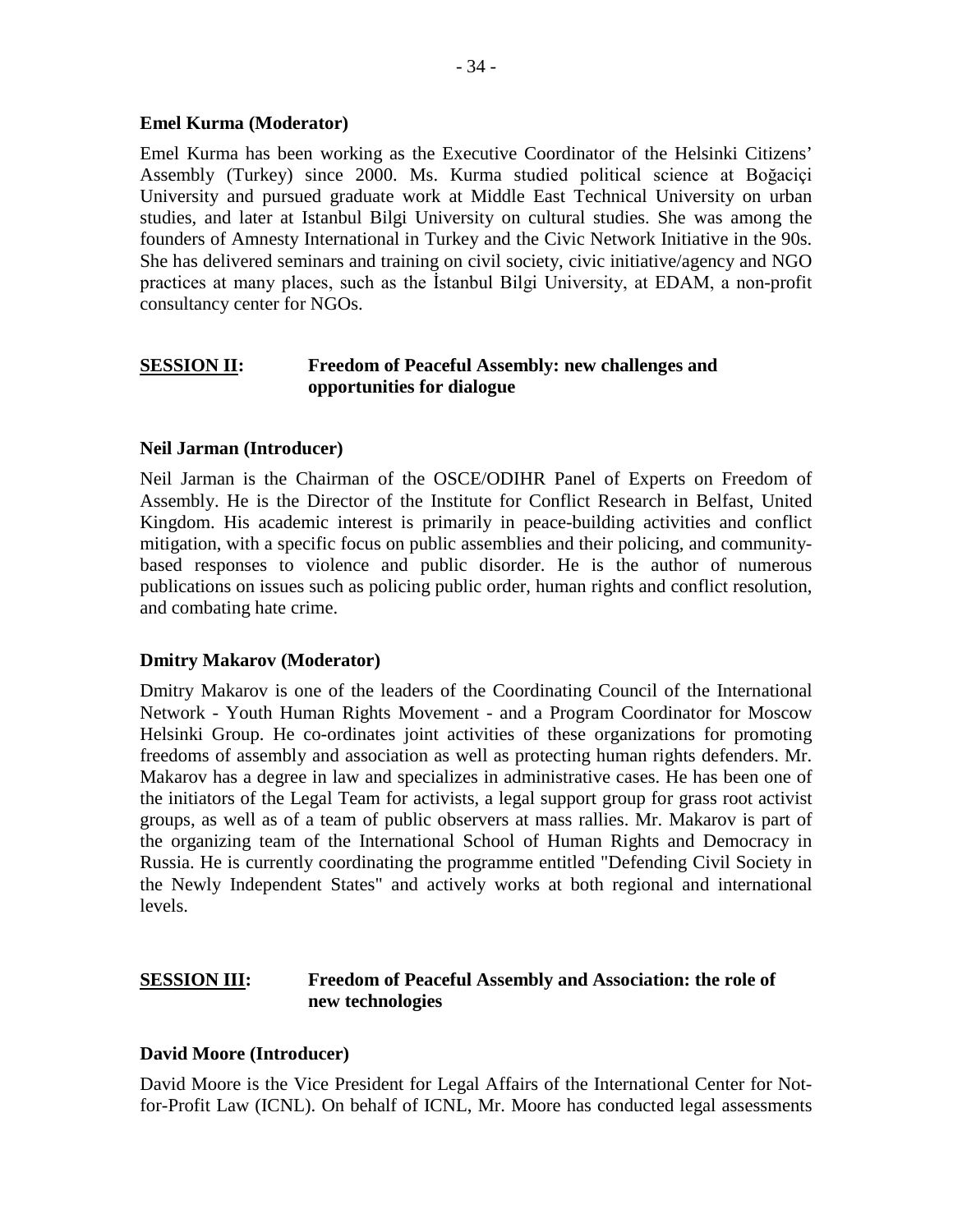**Emel Kurma (Moderator)**

Emel Kurma has been working as the Executive Coordinator of the Helsinki Citizens' Assembly (Turkey) since 2000. Ms. Kurma studied political science at Boğaciçi University and pursued graduate work at Middle East Technical University on urban studies, and later at Istanbul Bilgi University on cultural studies. She was among the founders of Amnesty International in Turkey and the Civic Network Initiative in the 90s. She has delivered seminars and training on civil society, civic initiative/agency and NGO practices at many places, such as the İstanbul Bilgi University, at EDAM, a non-profit consultancy center for NGOs.

## SESSION II: Freedom of Peaceful Assembly: new challenges and opportunities for dialogue

**Neil Jarman (Introducer)**

Neil Jarman is the Chairman of the OSCE/ODIHR Panel of Experts on Freedom of Assembly. He is the Director of the Institute for Conflict Research in Belfast, United Kingdom. His academic interest is primarily in peace-building activities and conflict mitigation, with a specific focus on public assemblies and their policing, and community-based responses to violence and public disorder. He is the author of numerous publications on issues such as policing public order, human rights and conflict resolution, and combating hate crime.

**Dmitry Makarov (Moderator)**

Dmitry Makarov is one of the leaders of the Coordinating Council of the International Network - Youth Human Rights Movement - and a Program Coordinator for Moscow Helsinki Group. He co-ordinates joint activities of these organizations for promoting freedoms of assembly and association as well as protecting human rights defenders. Mr. Makarov has a degree in law and specializes in administrative cases. He has been one of the initiators of the Legal Team for activists, a legal support group for grass root activist groups, as well as of a team of public observers at mass rallies. Mr. Makarov is part of the organizing team of the International School of Human Rights and Democracy in Russia. He is currently coordinating the programme entitled "Defending Civil Society in the Newly Independent States" and actively works at both regional and international levels.

## SESSION III: Freedom of Peaceful Assembly and Association: the role of new technologies

**David Moore (Introducer)**

David Moore is the Vice President for Legal Affairs of the International Center for Not-for-Profit Law (ICNL). On behalf of ICNL, Mr. Moore has conducted legal assessments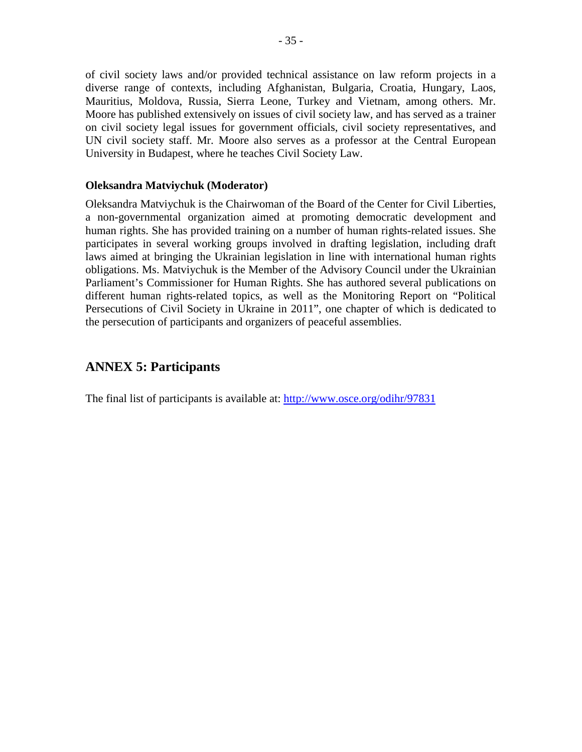of civil society laws and/or provided technical assistance on law reform projects in a diverse range of contexts, including Afghanistan, Bulgaria, Croatia, Hungary, Laos, Mauritius, Moldova, Russia, Sierra Leone, Turkey and Vietnam, among others. Mr. Moore has published extensively on issues of civil society law, and has served as a trainer on civil society legal issues for government officials, civil society representatives, and UN civil society staff. Mr. Moore also serves as a professor at the Central European University in Budapest, where he teaches Civil Society Law.

**Oleksandra Matviychuk (Moderator)**

Oleksandra Matviychuk is the Chairwoman of the Board of the Center for Civil Liberties, a non-governmental organization aimed at promoting democratic development and human rights. She has provided training on a number of human rights-related issues. She participates in several working groups involved in drafting legislation, including draft laws aimed at bringing the Ukrainian legislation in line with international human rights obligations. Ms. Matviychuk is the Member of the Advisory Council under the Ukrainian Parliament's Commissioner for Human Rights. She has authored several publications on different human rights-related topics, as well as the Monitoring Report on "Political Persecutions of Civil Society in Ukraine in 2011", one chapter of which is dedicated to the persecution of participants and organizers of peaceful assemblies.

## ANNEX 5: Participants

The final list of participants is available at: http://www.osce.org/odihr/97831